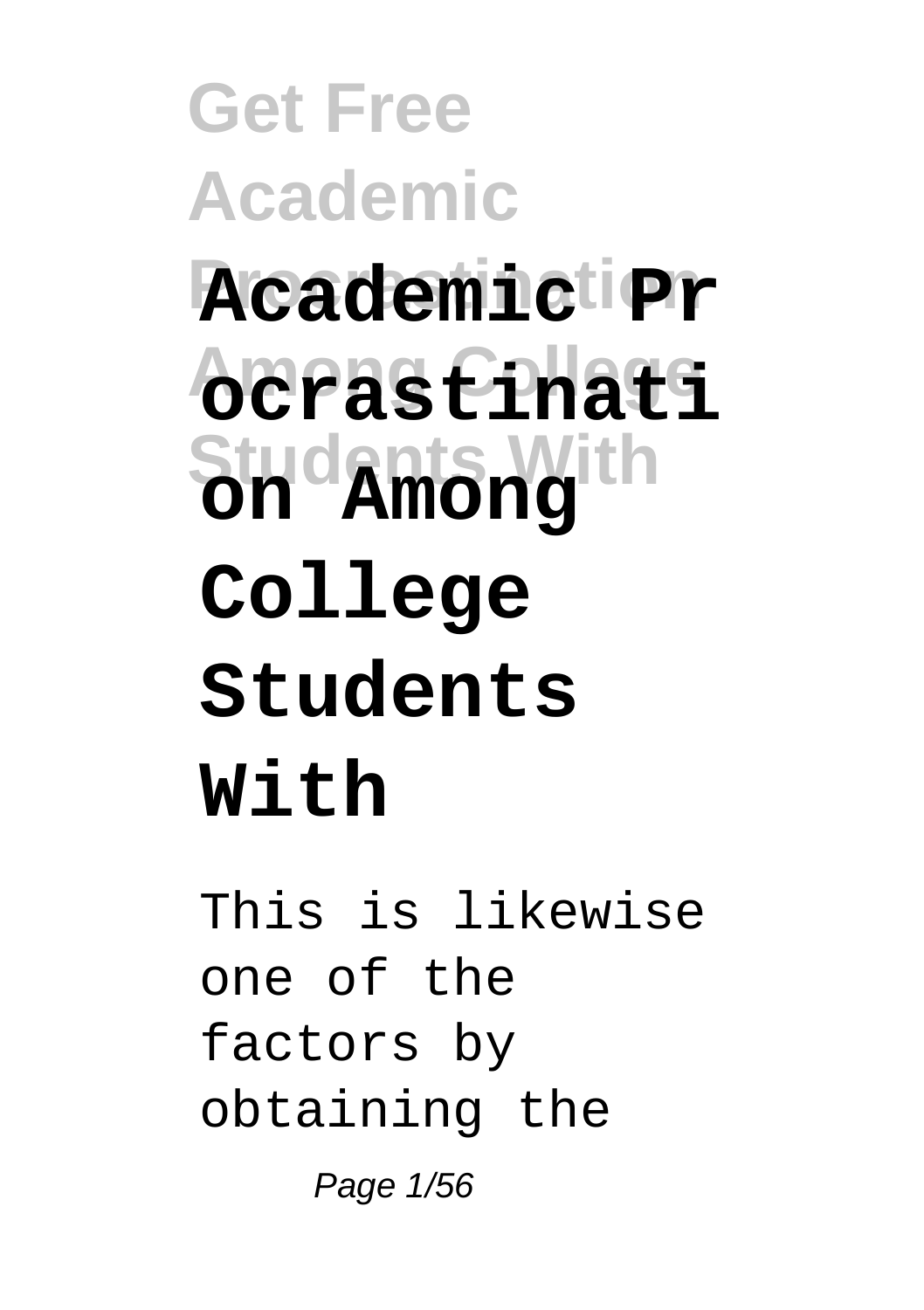# Academic Procrastination Among College Students With

This is likewise one of the factors by obtaining the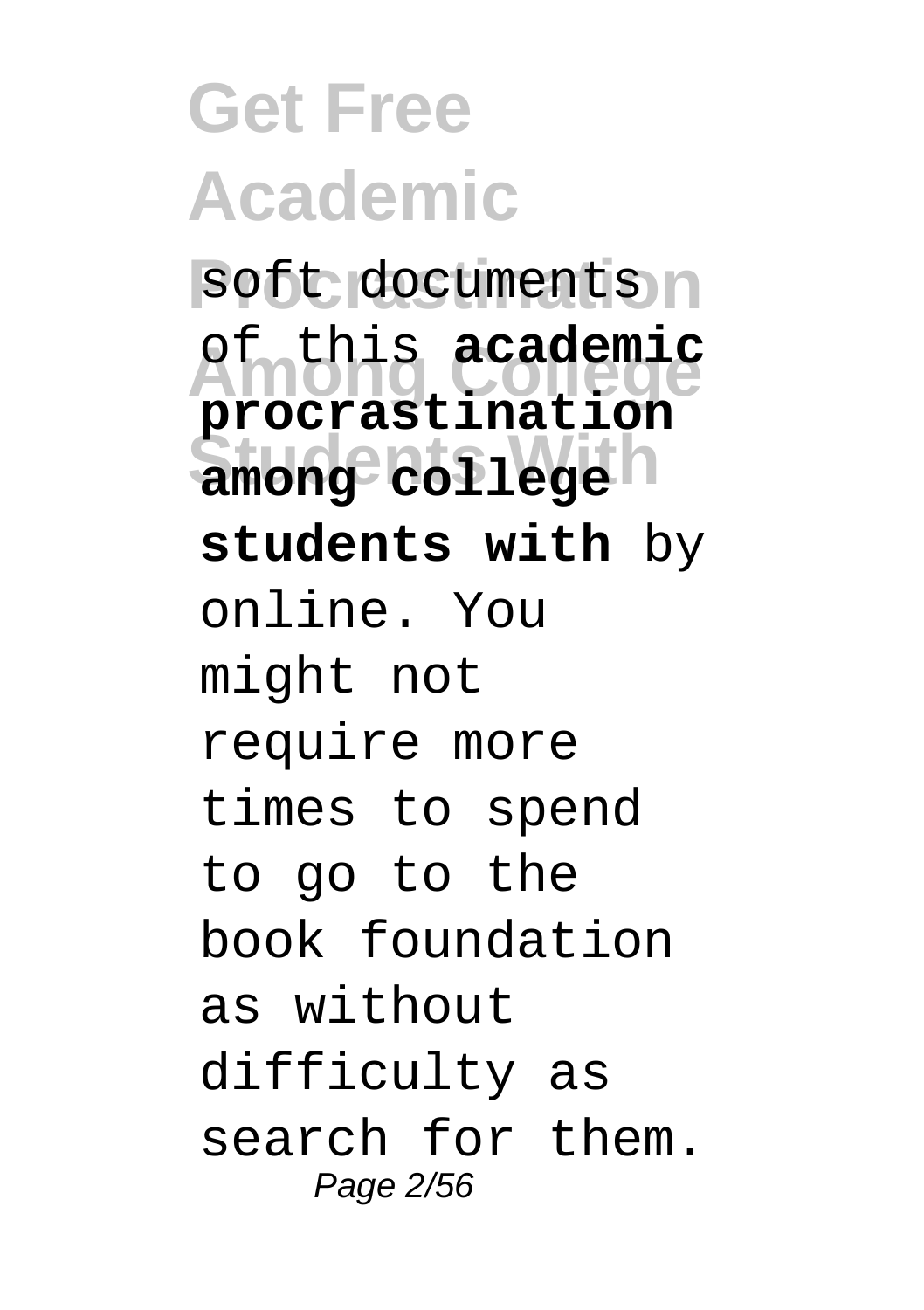soft documents of this **academic procrastination among college students with** by online. You might not require more times to spend to go to the book foundation as without difficulty as search for them.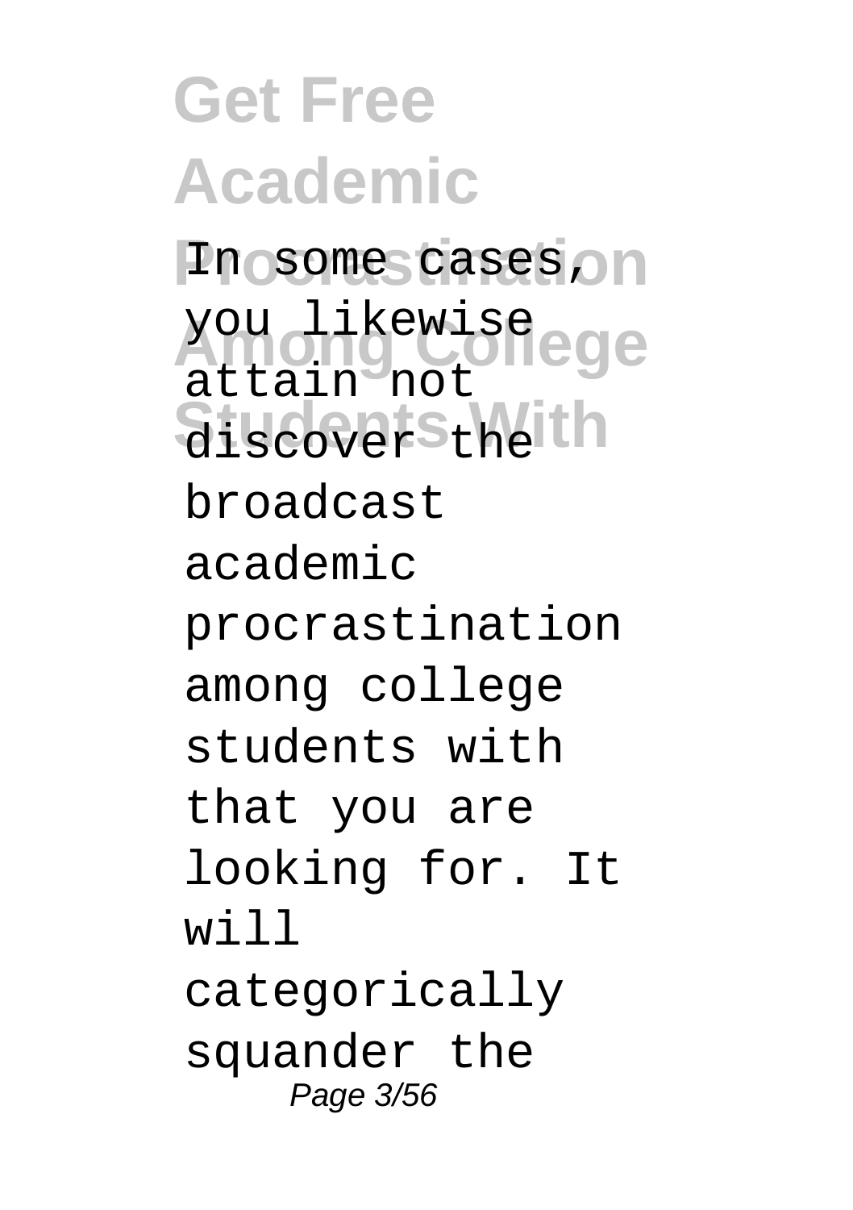In some cases, you likewise attain not discover the broadcast academic procrastination among college students with that you are looking for. It will categorically squander the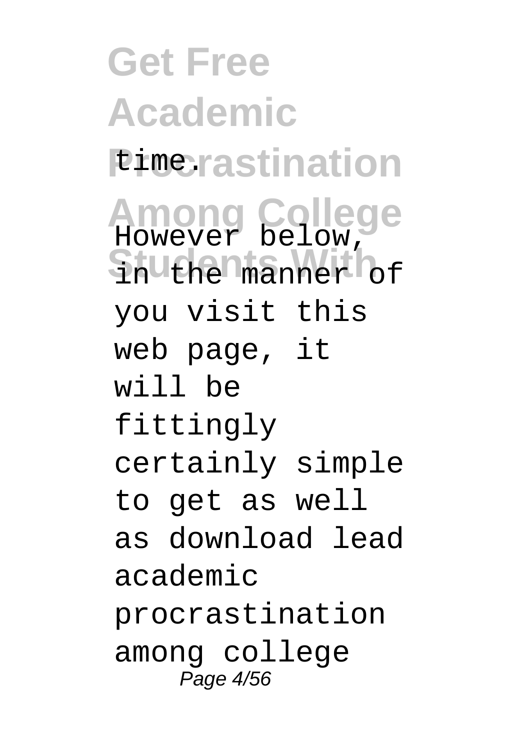time.

However below, in the manner of you visit this web page, it will be fittingly certainly simple to get as well as download lead academic procrastination among college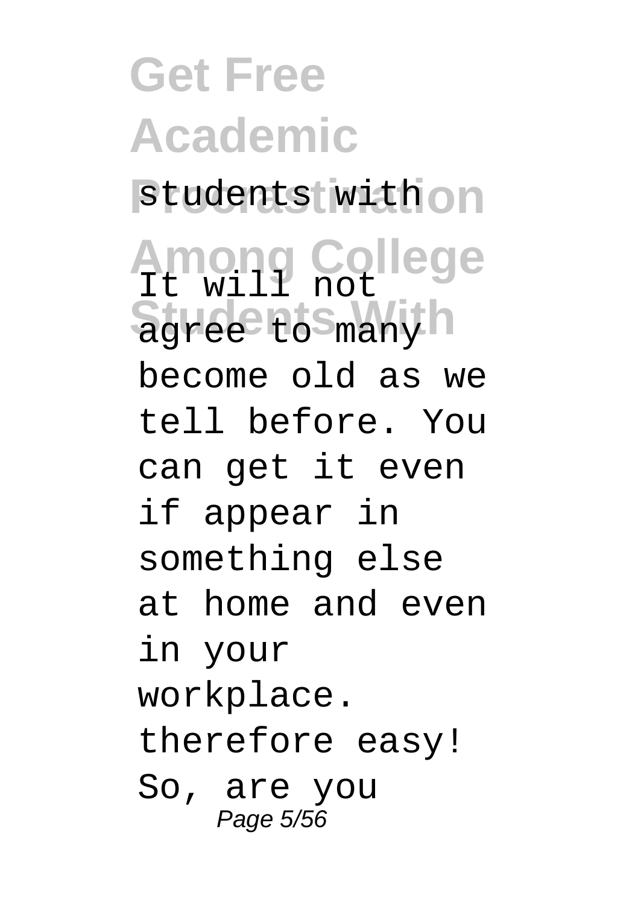students with

It will not agree to many become old as we tell before. You can get it even if appear in something else at home and even in your workplace. therefore easy! So, are you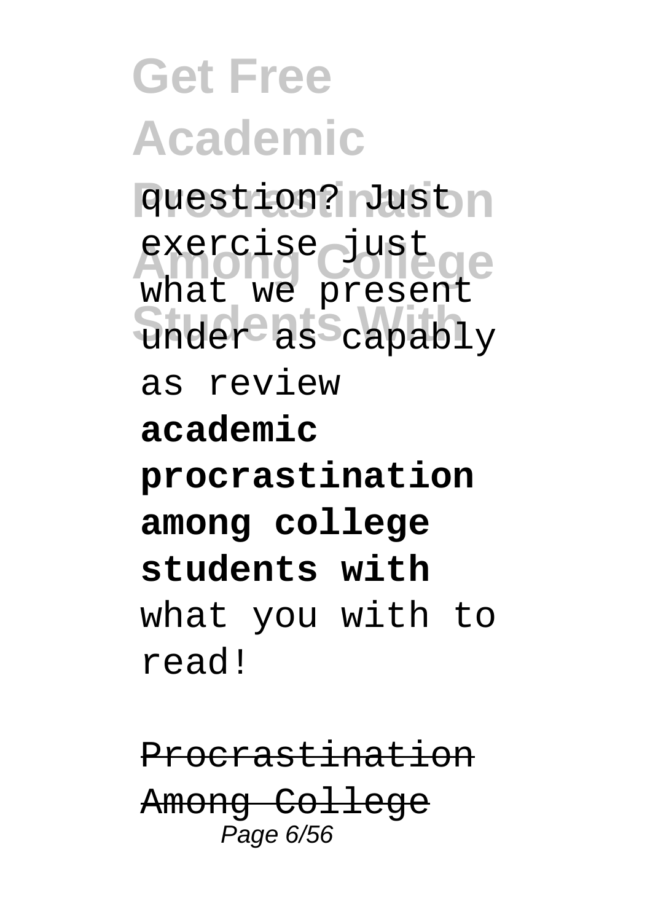question? Just exercise just what we present under as capably as review **academic procrastination among college students with** what you with to read!

~~Procrastination Among College~~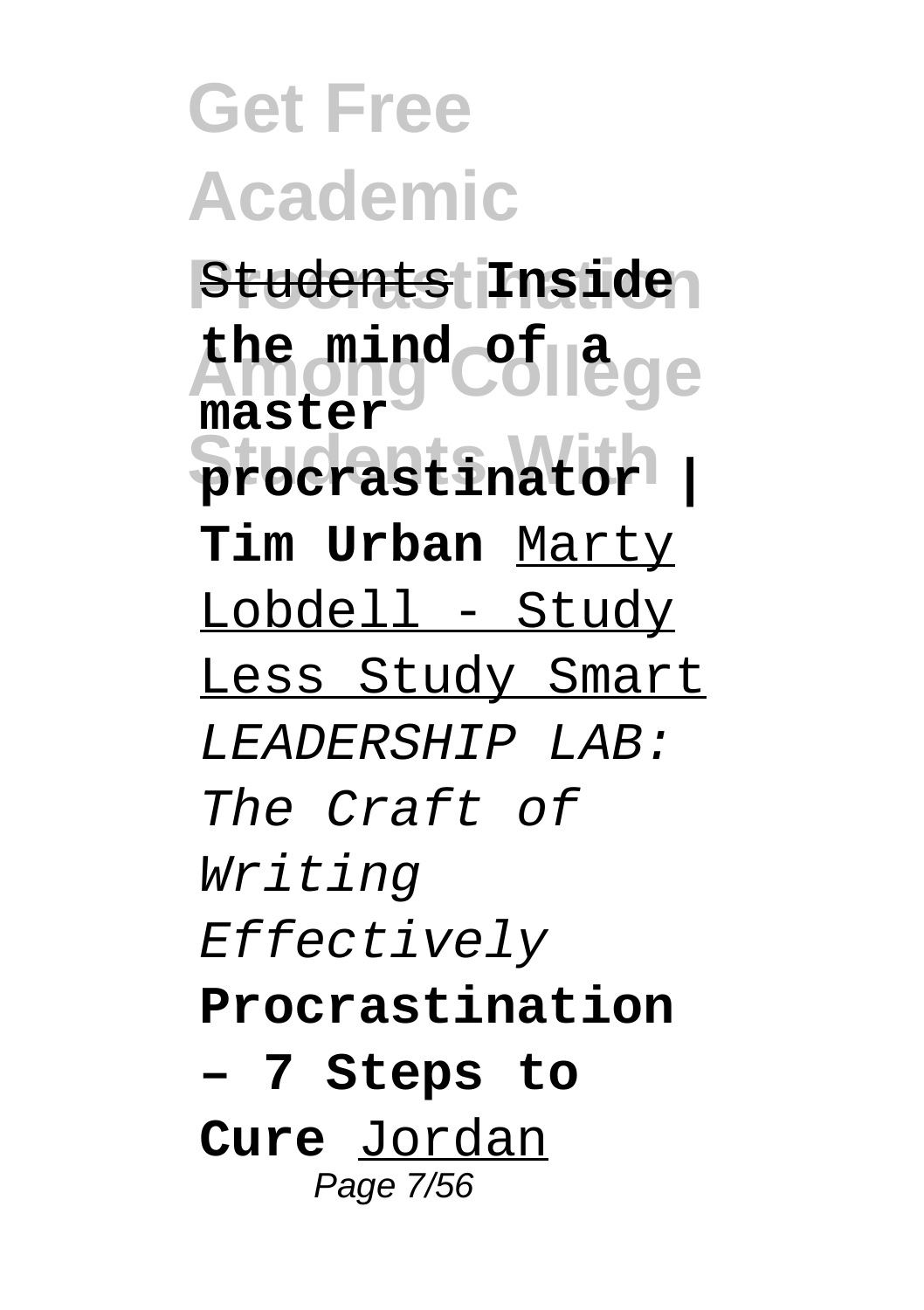Students **Inside the mind of a master procrastinator | Tim Urban** Marty Lobdell - Study Less Study Smart *LEADERSHIP LAB: The Craft of Writing Effectively* **Procrastination – 7 Steps to Cure** Jordan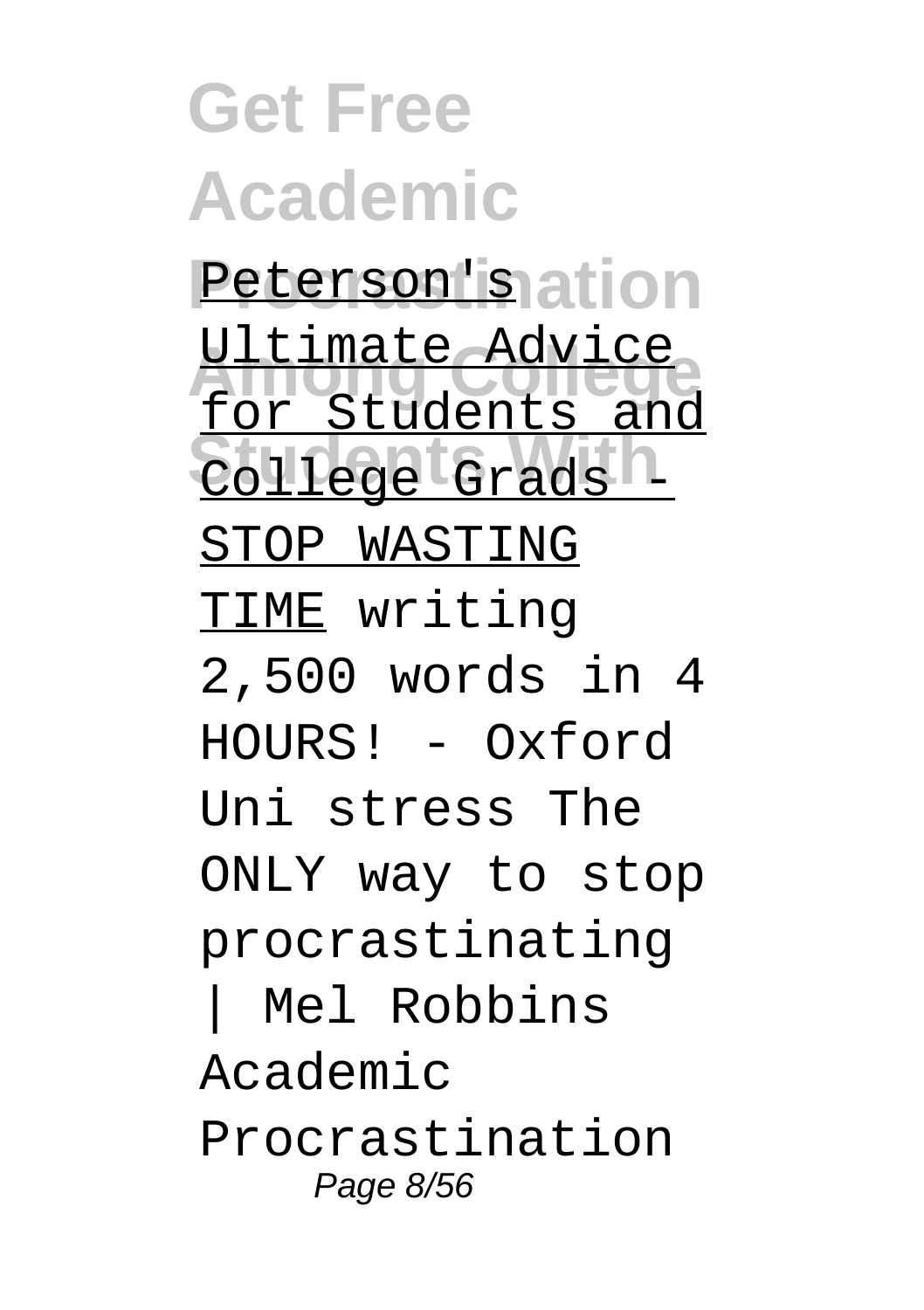Peterson's Ultimate Advice for Students and College Grads - STOP WASTING TIME writing 2,500 words in 4 HOURS! - Oxford Uni stress The ONLY way to stop procrastinating | Mel Robbins Academic Procrastination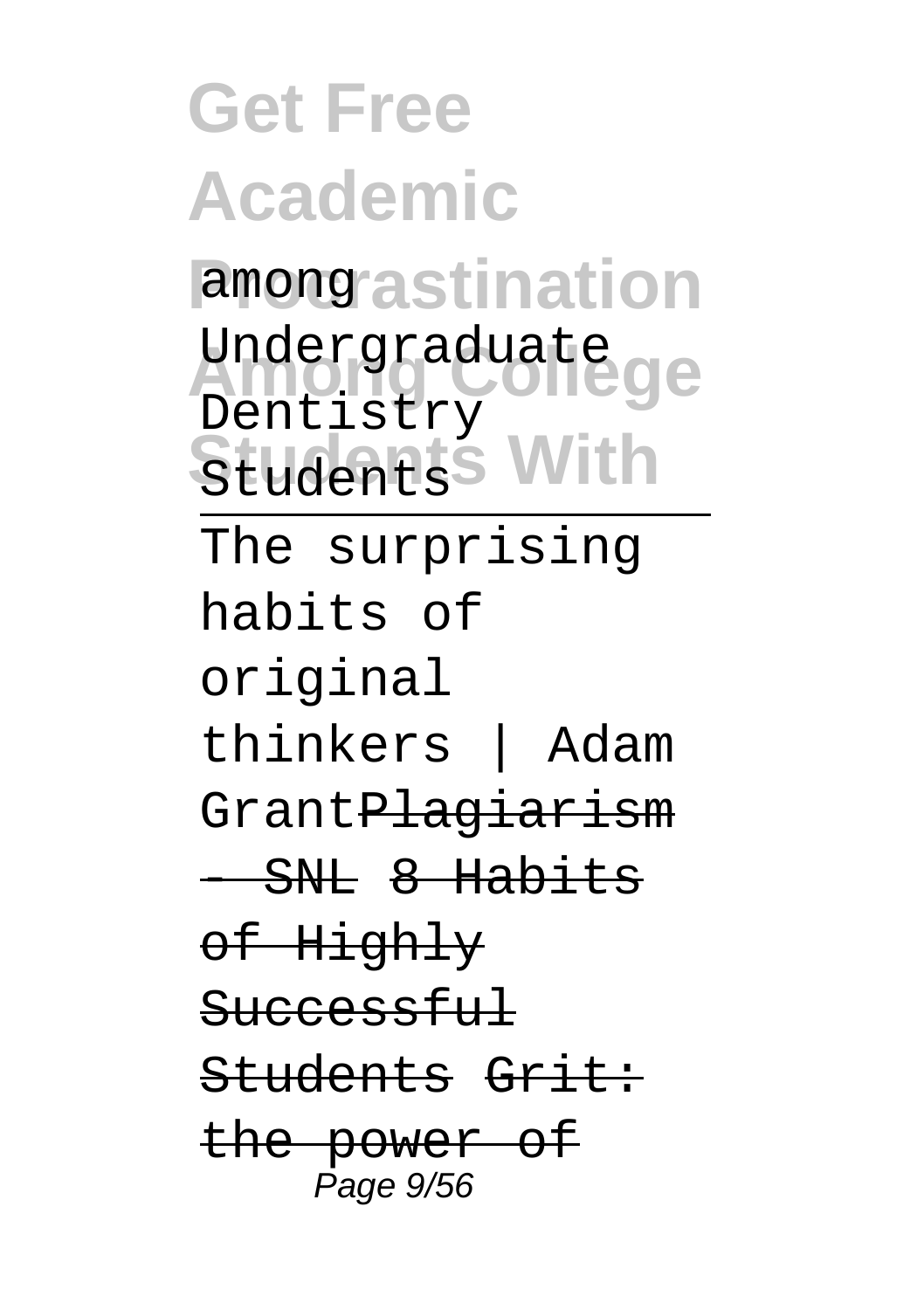among Undergraduate Dentistry Students

The surprising habits of original thinkers | Adam GrantPlagiarism - SNL 8 Habits of Highly Successful Students Grit: the power of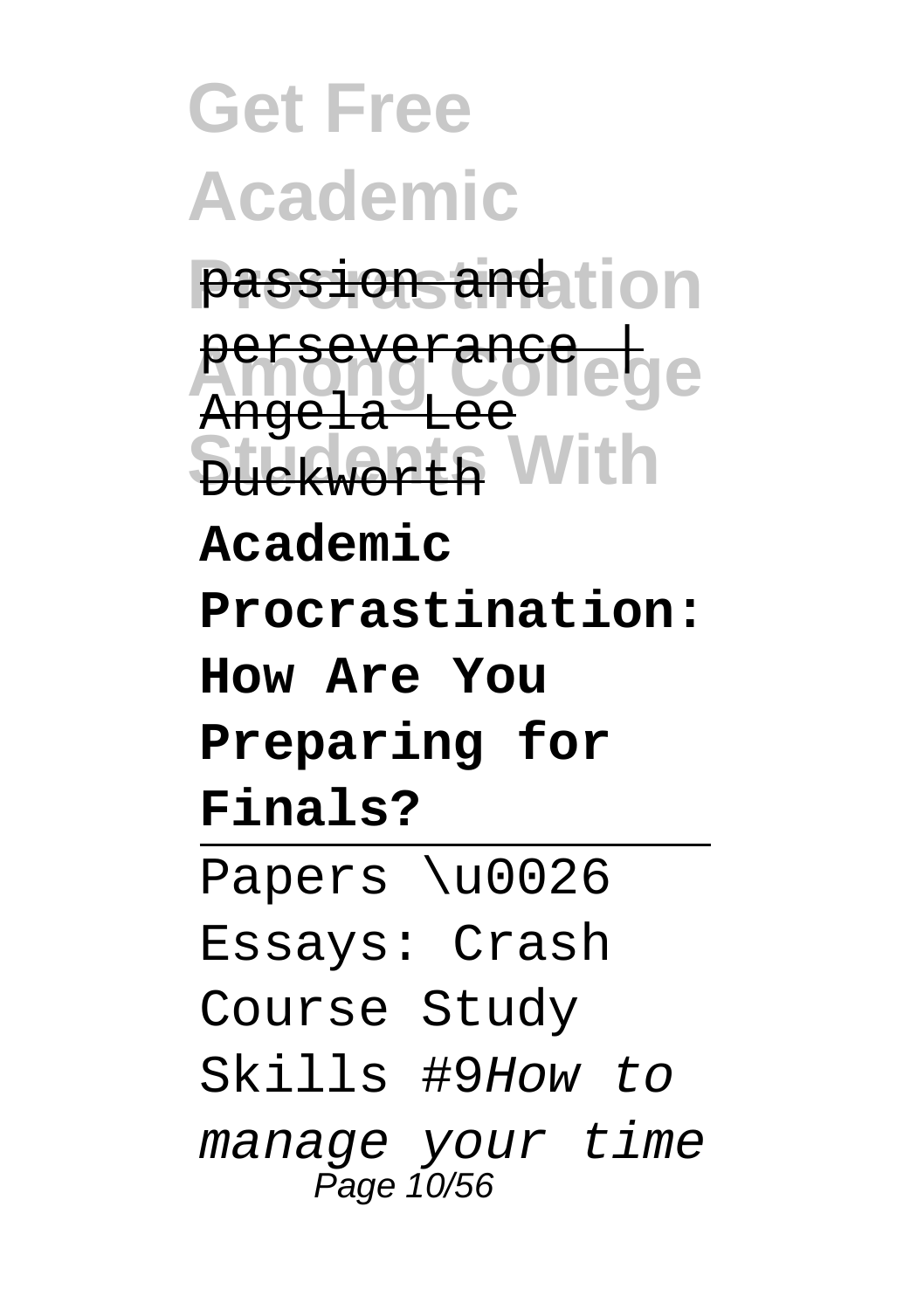passion and perseverance | Angela Lee Duckworth

**Academic Procrastination: How Are You Preparing for Finals?**

---

Papers \u0026 Essays: Crash Course Study Skills #9*How to manage your time*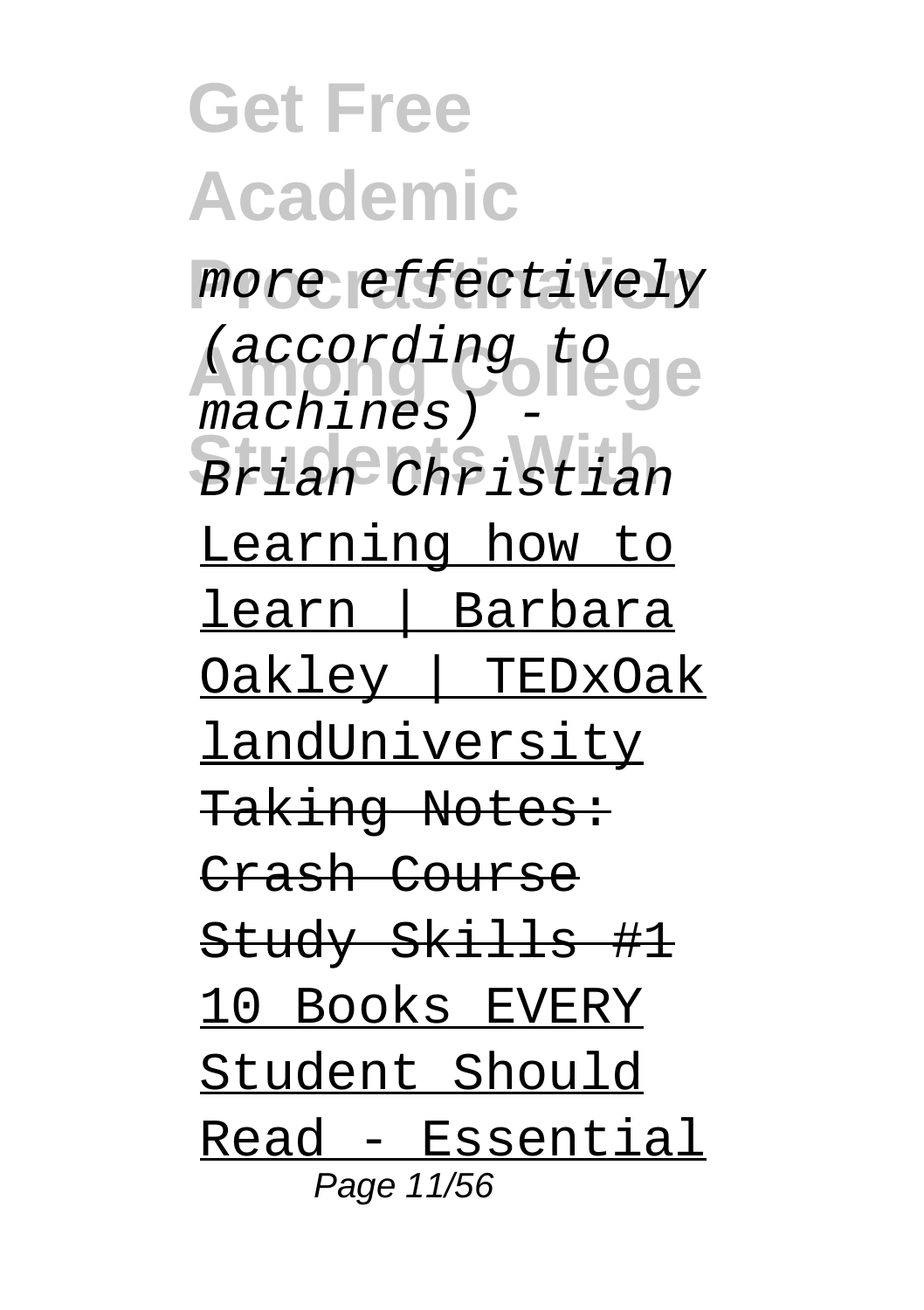*more effectively (according to machines) - Brian Christian*

Learning how to learn | Barbara Oakley | TEDxOaklandUniversity

~~Taking Notes: Crash Course Study Skills #1~~

10 Books EVERY Student Should Read - Essential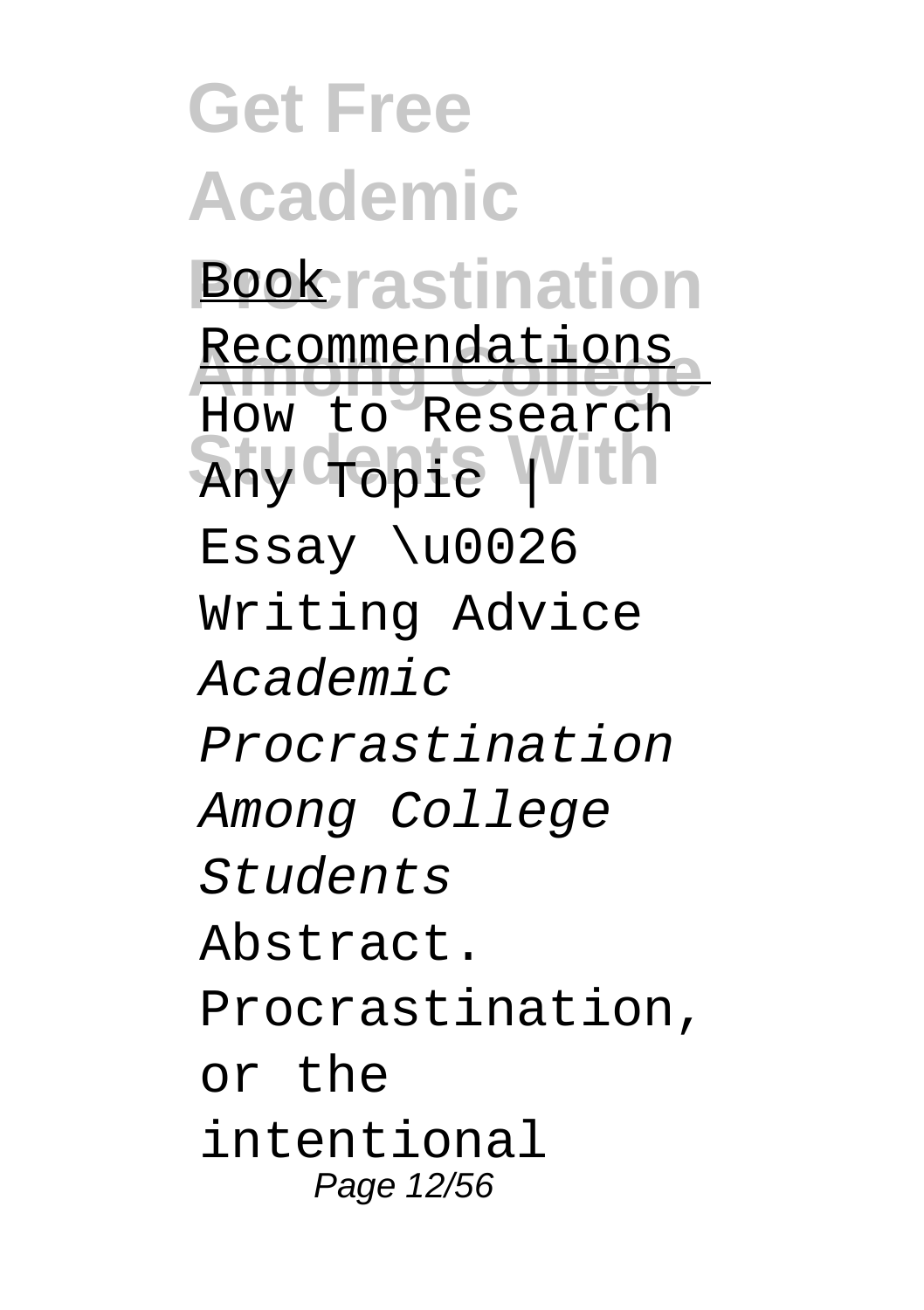Book Recommendations

How to Research Any Topic | Essay \u0026 Writing Advice

*Academic Procrastination Among College Students*

Abstract. Procrastination, or the intentional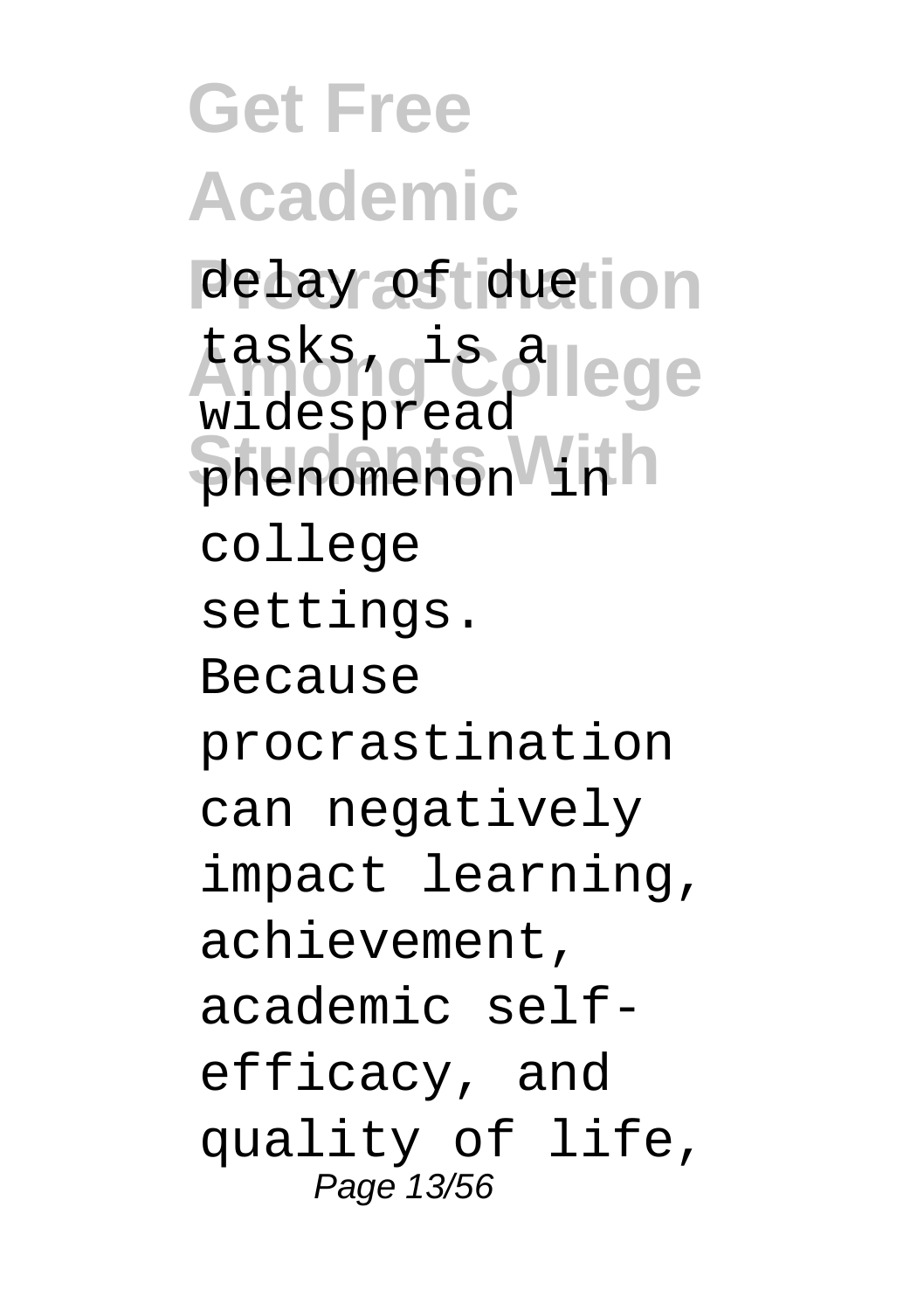delay of due tasks, is a widespread phenomenon in college settings. Because procrastination can negatively impact learning, achievement, academic self-efficacy, and quality of life,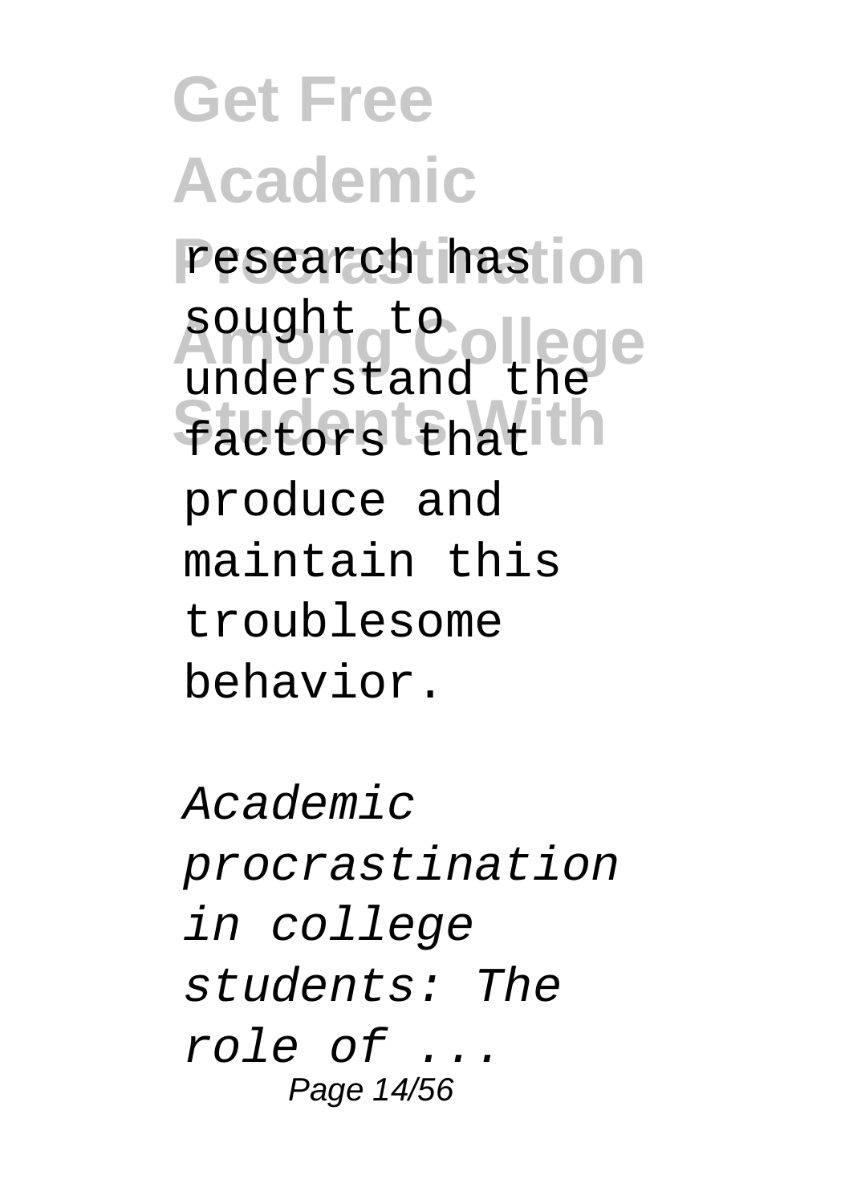research has sought to understand the factors that produce and maintain this troublesome behavior.

*Academic procrastination in college students: The role of ...*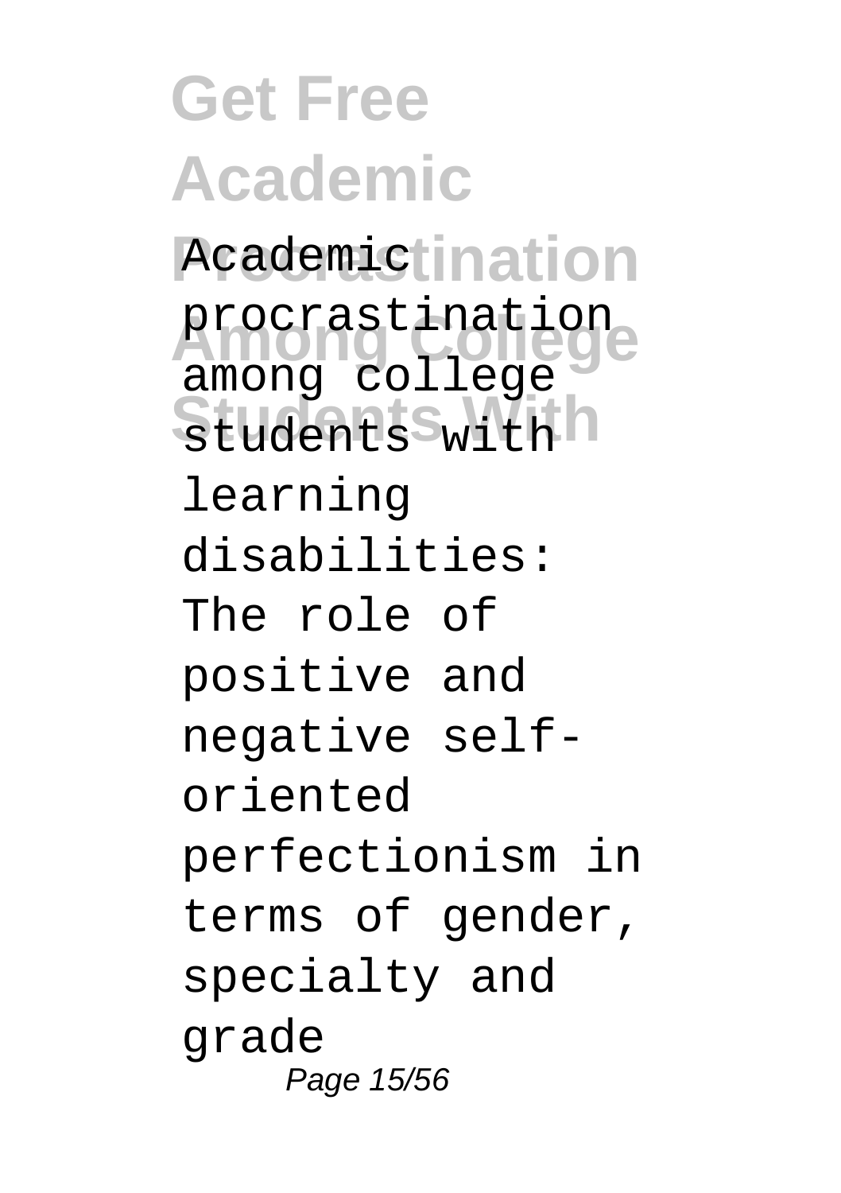Academic procrastination among college students with learning disabilities: The role of positive and negative self-oriented perfectionism in terms of gender, specialty and grade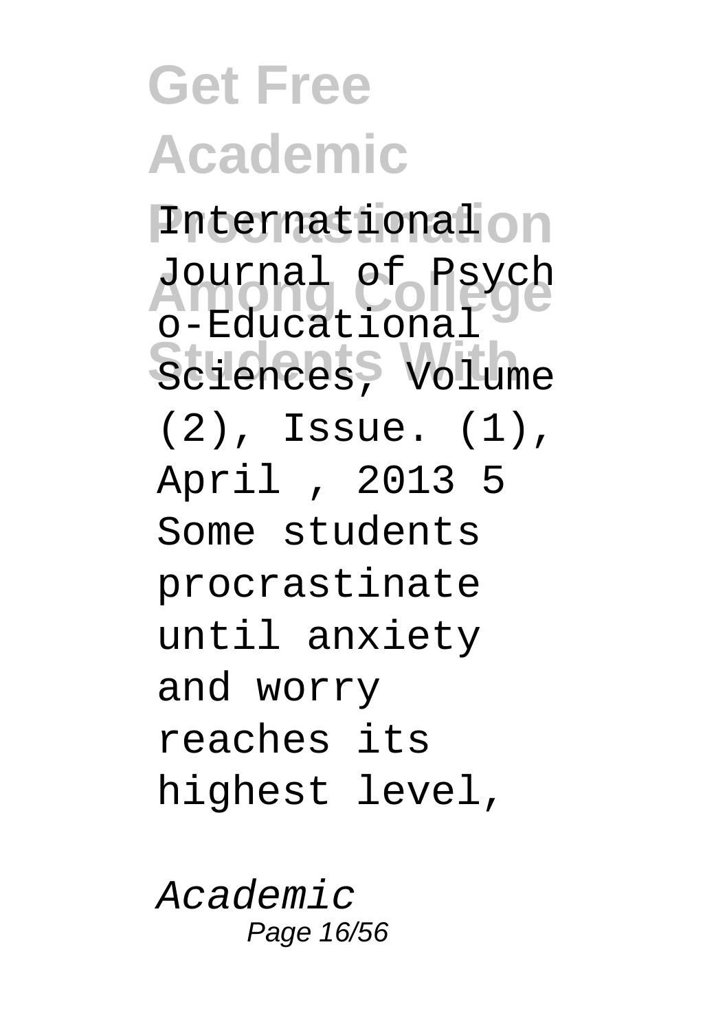International Journal of Psycho-Educational Sciences, Volume (2), Issue. (1), April , 2013 5 Some students procrastinate until anxiety and worry reaches its highest level,

*Academic*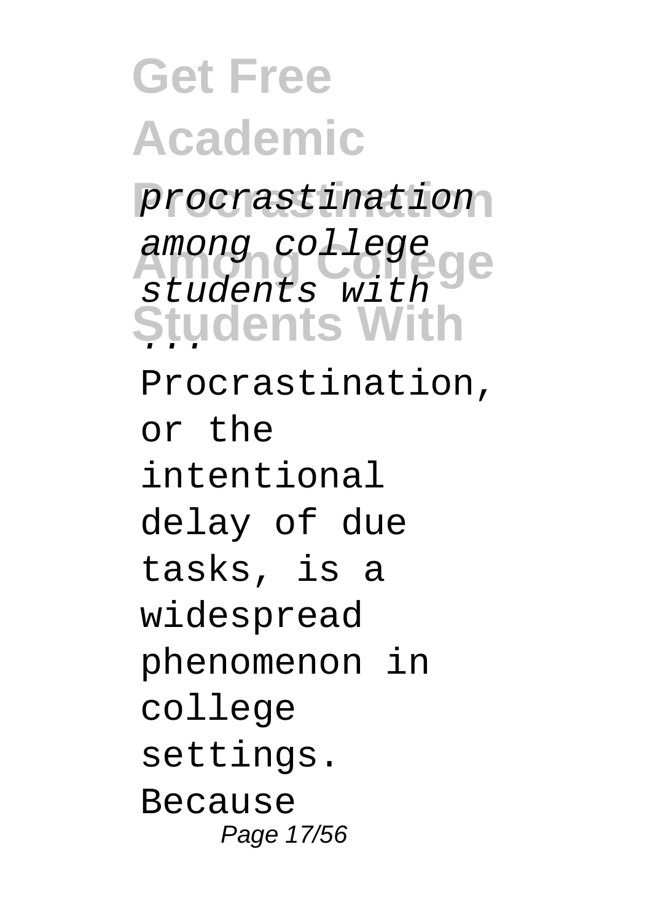*procrastination among college students with ...*

Procrastination, or the intentional delay of due tasks, is a widespread phenomenon in college settings. Because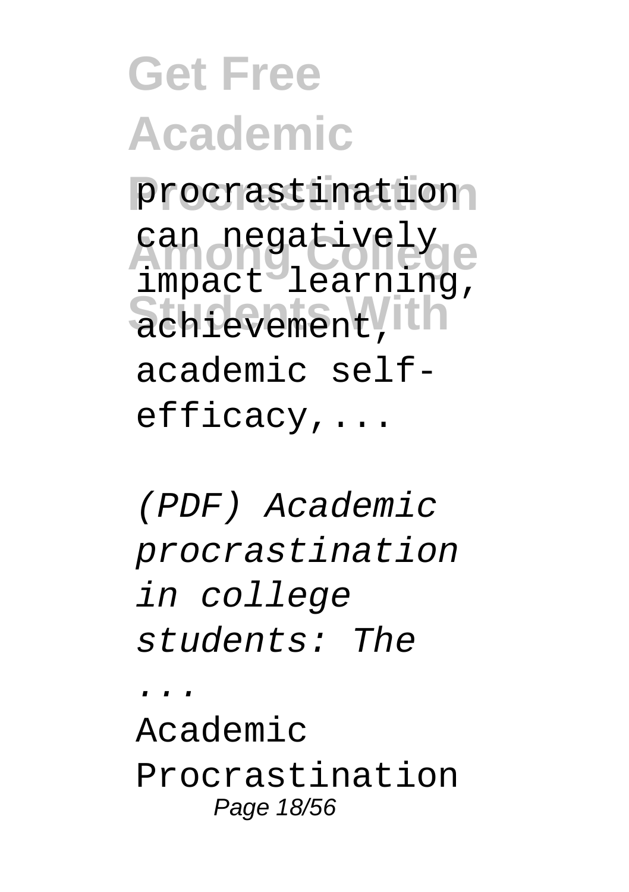procrastination can negatively impact learning, achievement, academic self-efficacy,...

*(PDF) Academic procrastination in college students: The ...*

Academic Procrastination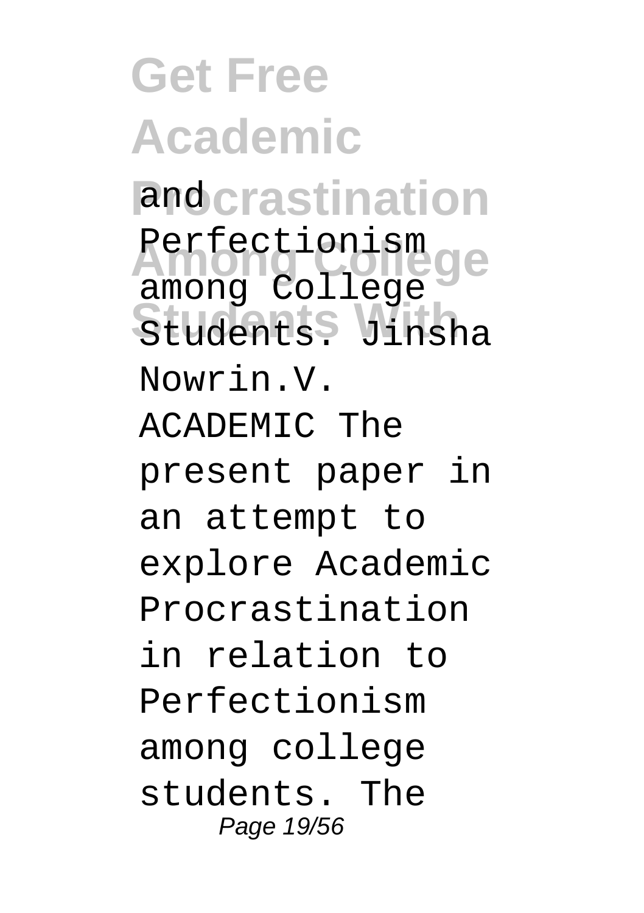and Perfectionism among College Students. Jinsha Nowrin.V. ACADEMIC The present paper in an attempt to explore Academic Procrastination in relation to Perfectionism among college students. The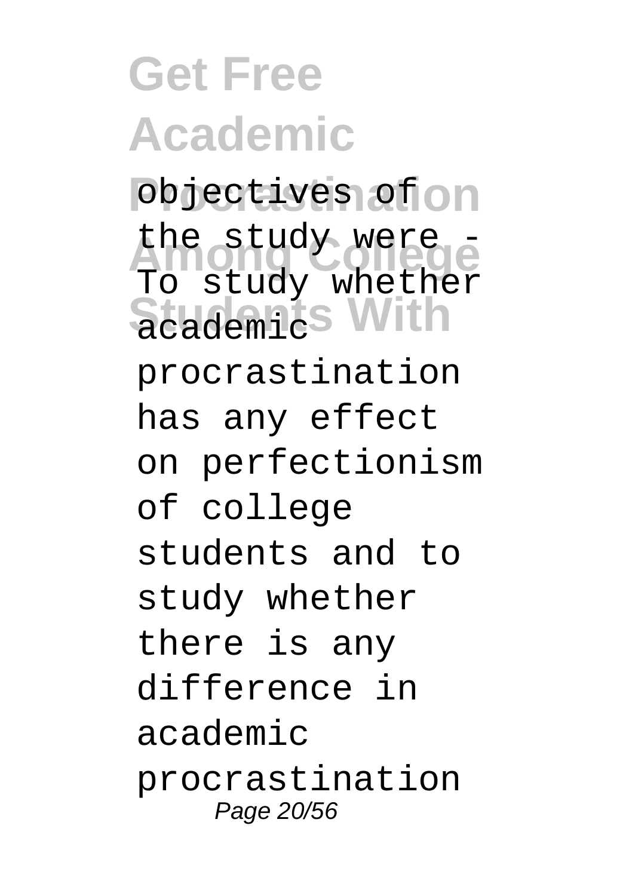objectives of the study were - To study whether academic procrastination has any effect on perfectionism of college students and to study whether there is any difference in academic procrastination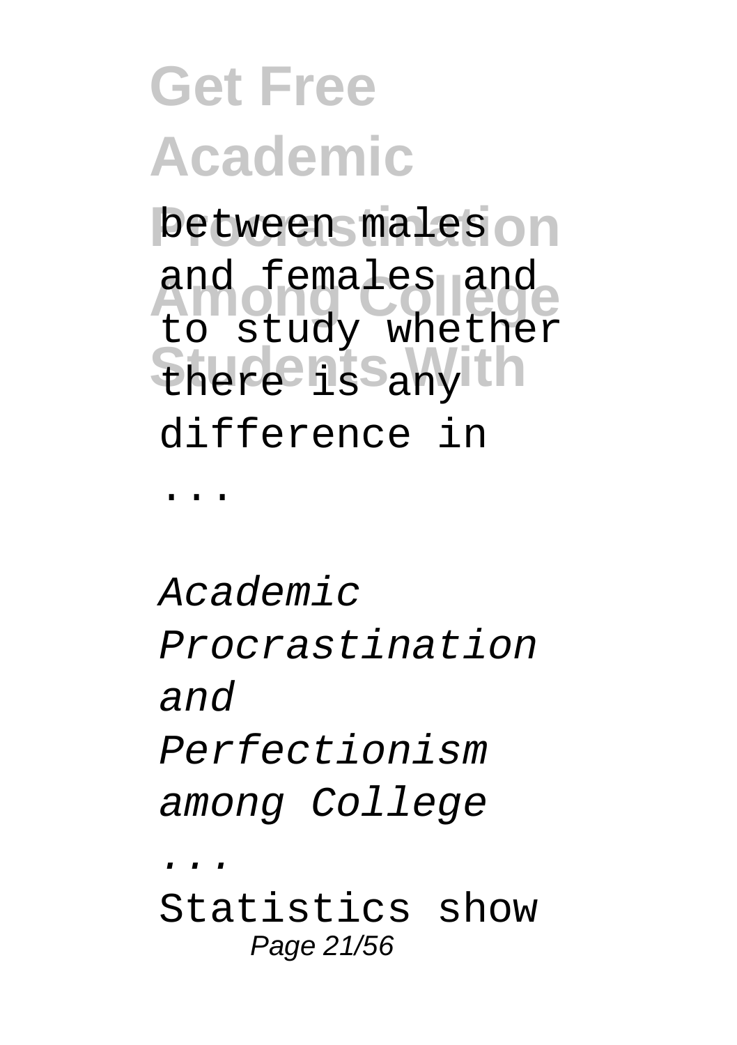between males and females and to study whether there is any difference in ...

*Academic Procrastination and Perfectionism among College ...*

Statistics show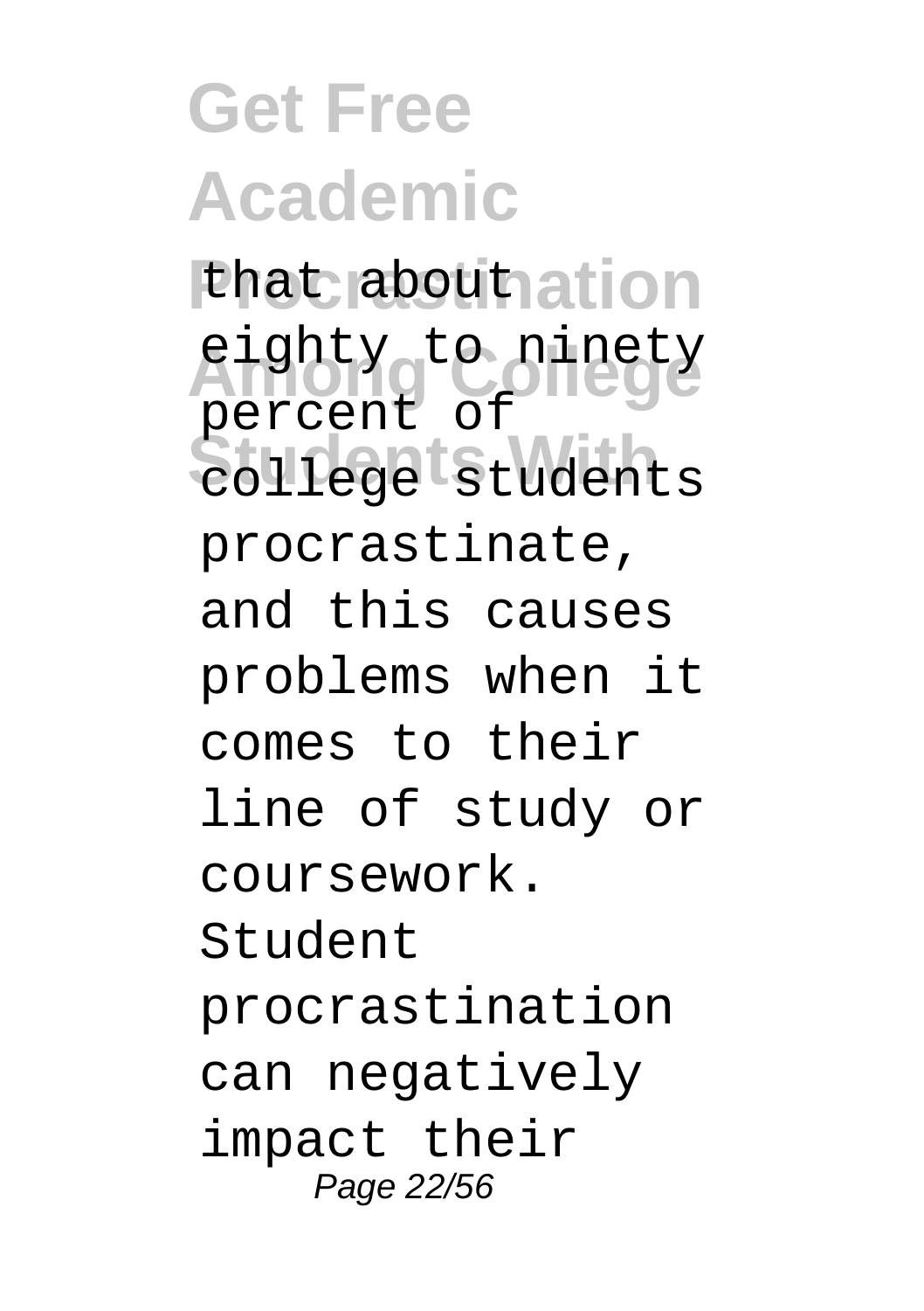that about eighty to ninety percent of college students procrastinate, and this causes problems when it comes to their line of study or coursework. Student procrastination can negatively impact their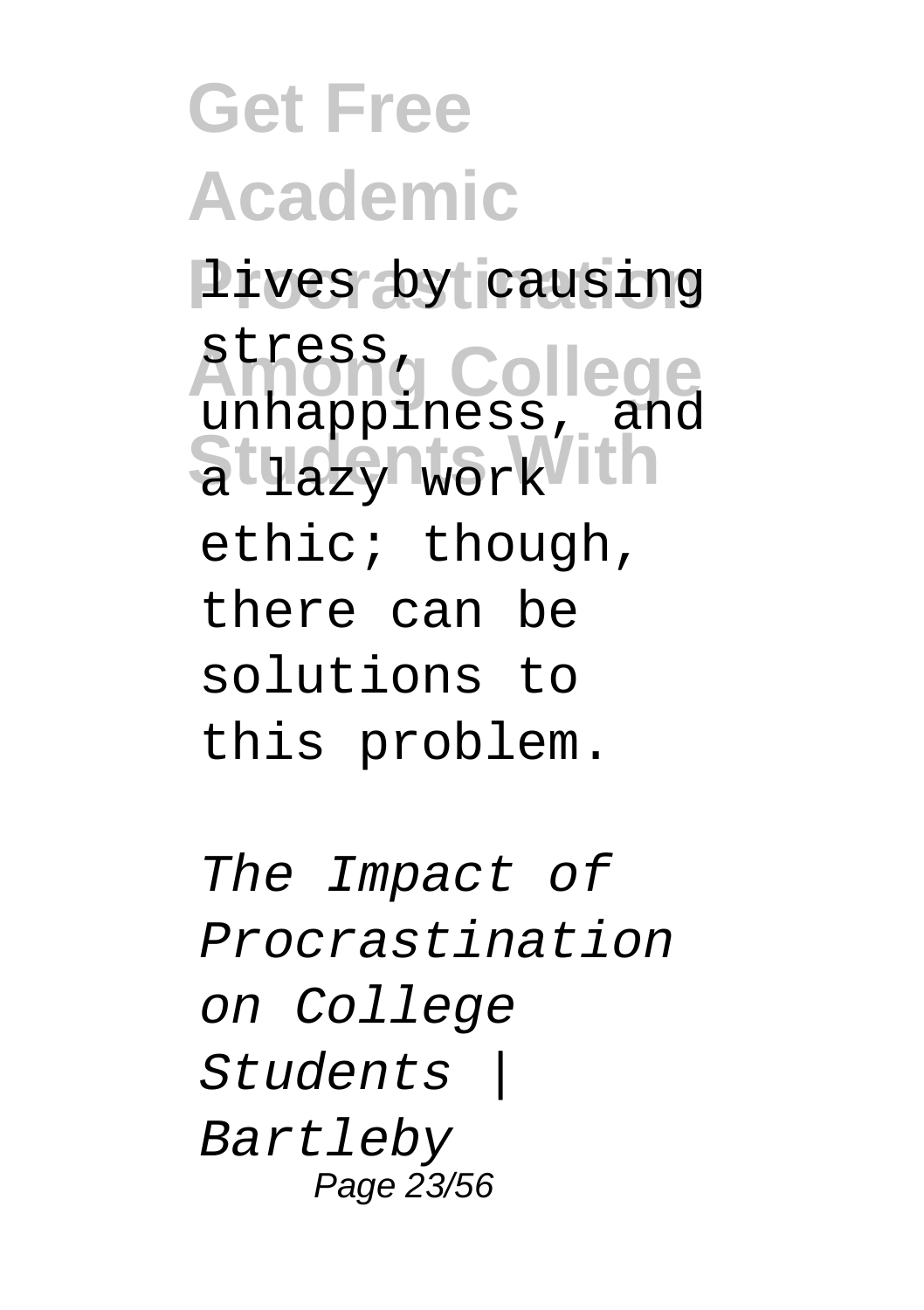lives by causing stress, unhappiness, and a lazy work ethic; though, there can be solutions to this problem.

*The Impact of Procrastination on College Students | Bartleby*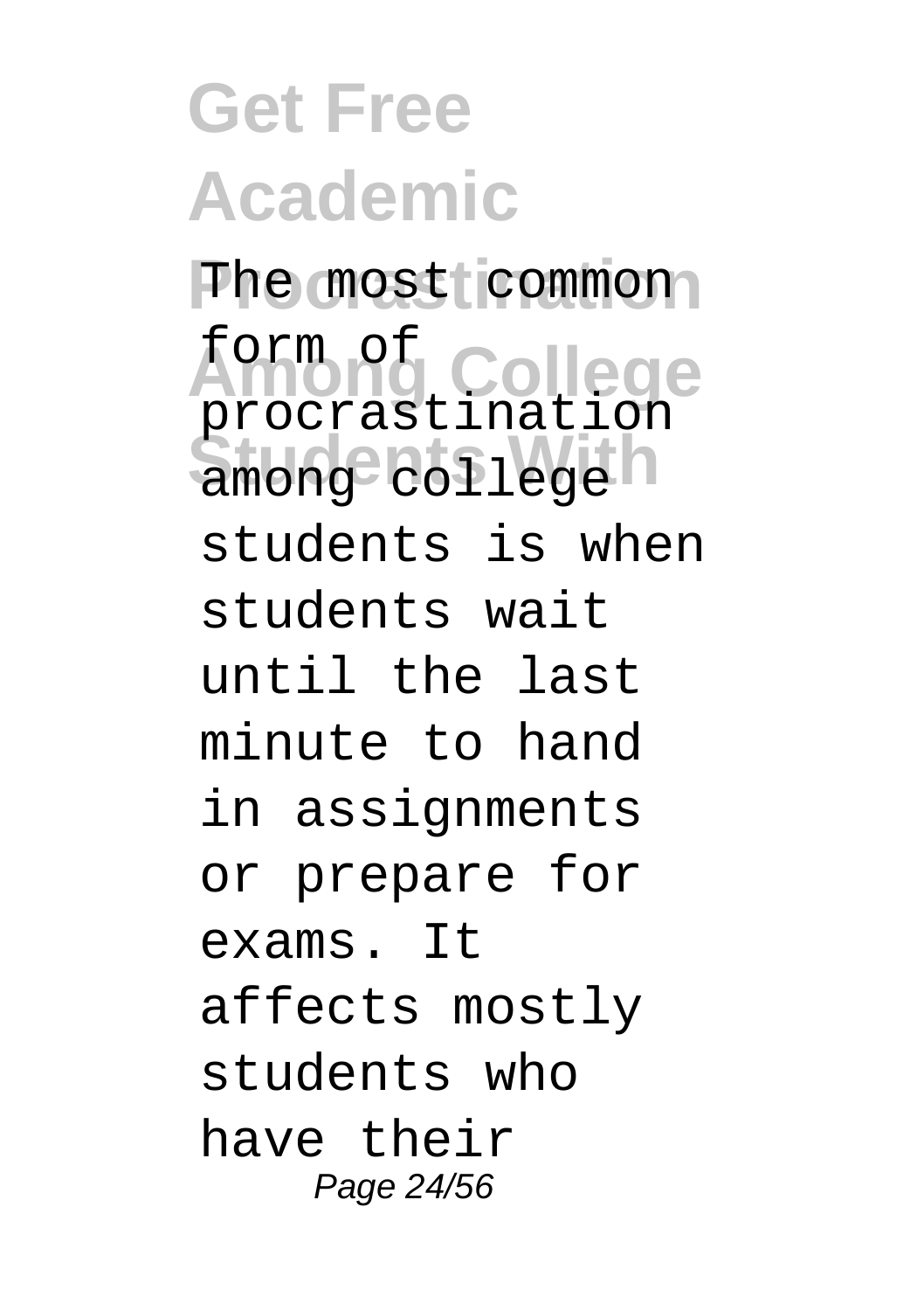The most common form of procrastination among college students is when students wait until the last minute to hand in assignments or prepare for exams. It affects mostly students who have their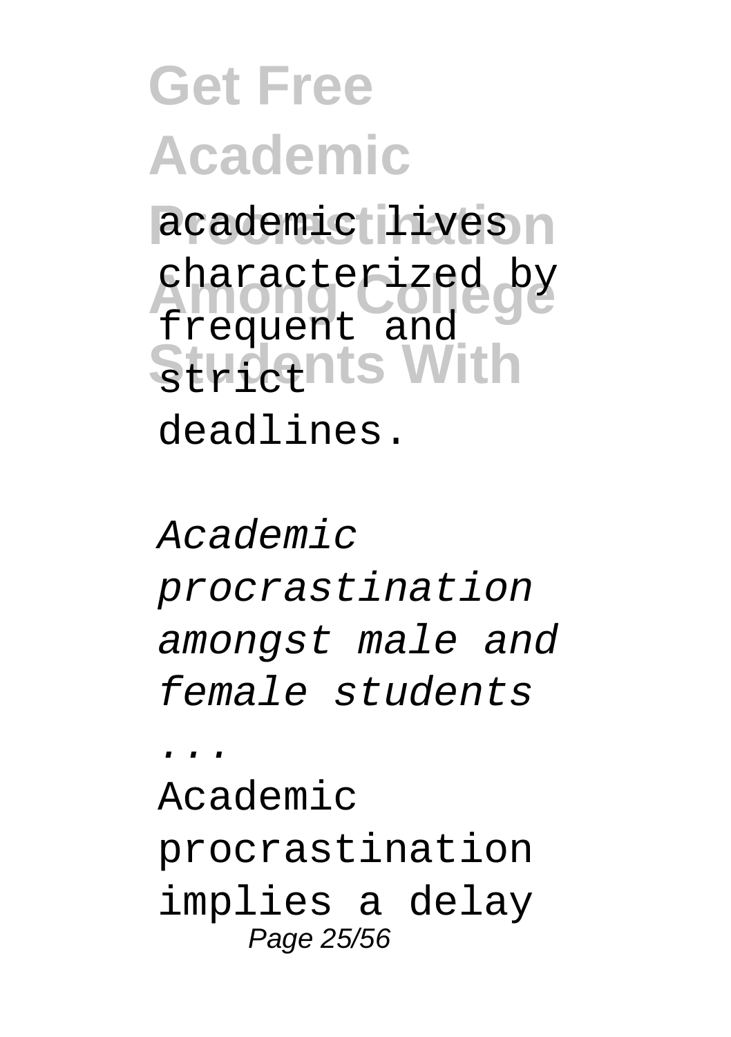academic lives characterized by frequent and strict deadlines.

*Academic procrastination amongst male and female students ...*

Academic procrastination implies a delay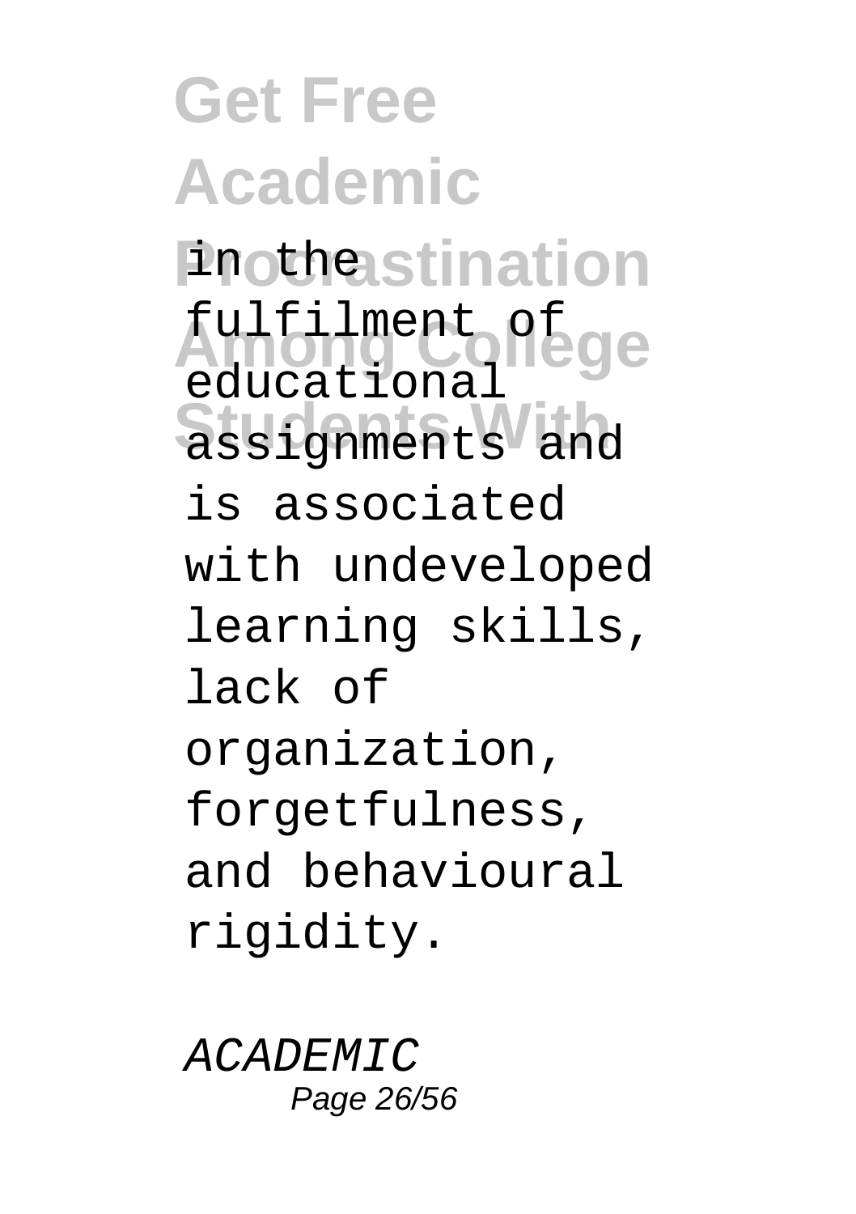in the fulfilment of educational assignments and is associated with undeveloped learning skills, lack of organization, forgetfulness, and behavioural rigidity.

*ACADEMIC*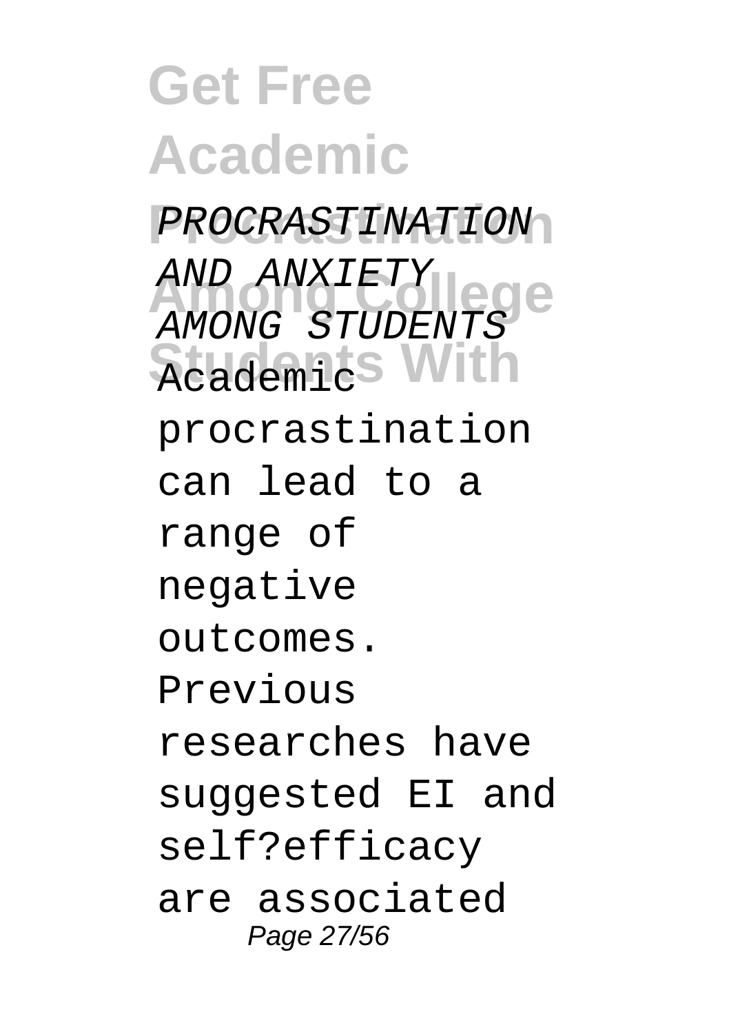*PROCRASTINATION AND ANXIETY AMONG STUDENTS* Academic procrastination can lead to a range of negative outcomes. Previous researches have suggested EI and self?efficacy are associated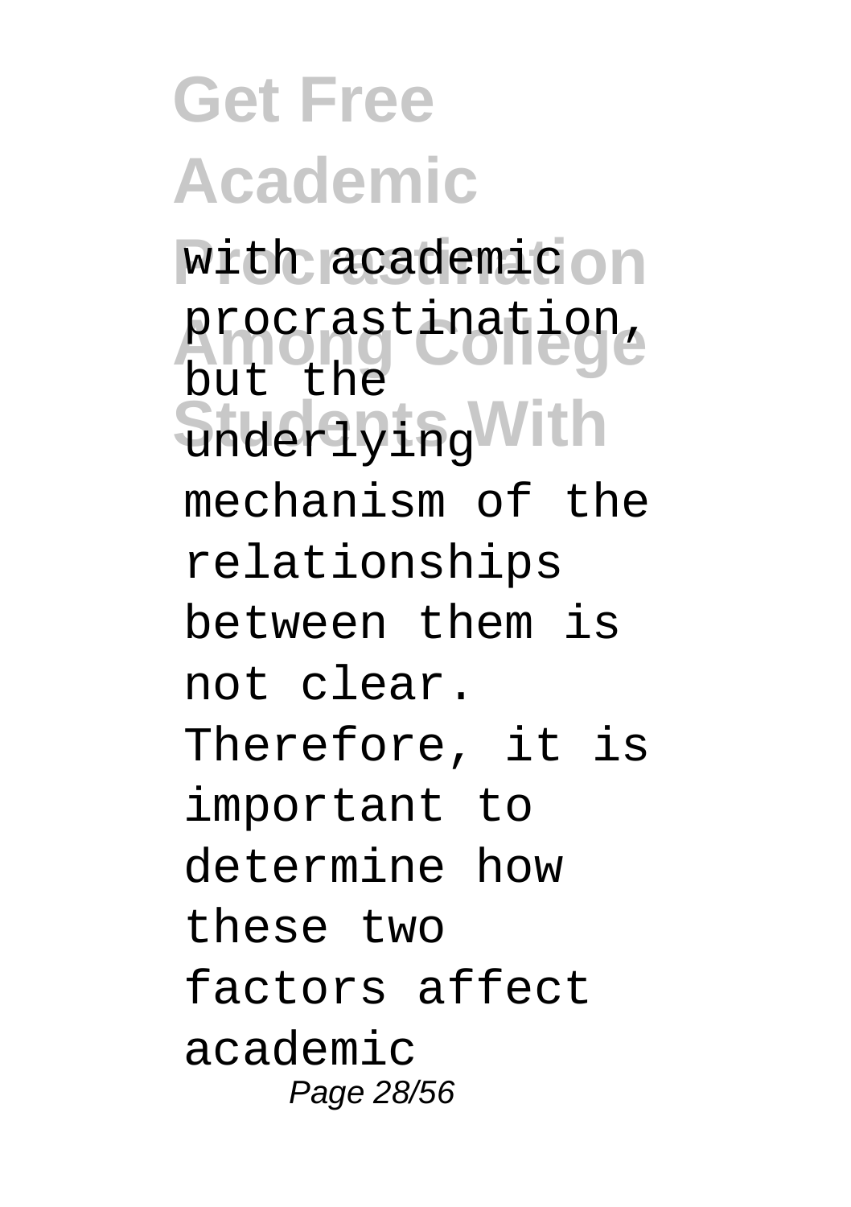with academic procrastination, but the underlying mechanism of the relationships between them is not clear. Therefore, it is important to determine how these two factors affect academic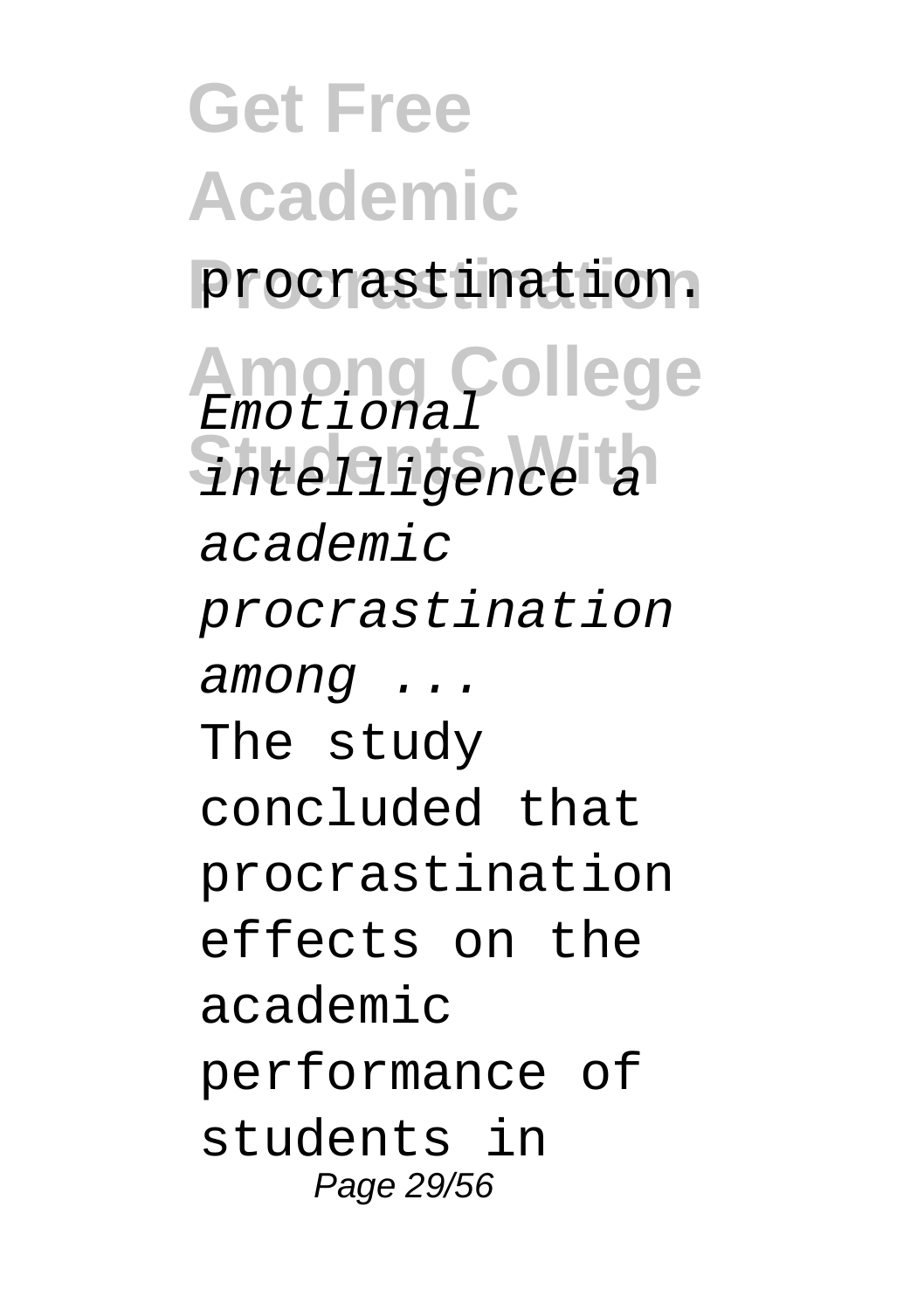procrastination.

*Emotional intelligence a academic procrastination among ...*

The study concluded that procrastination effects on the academic performance of students in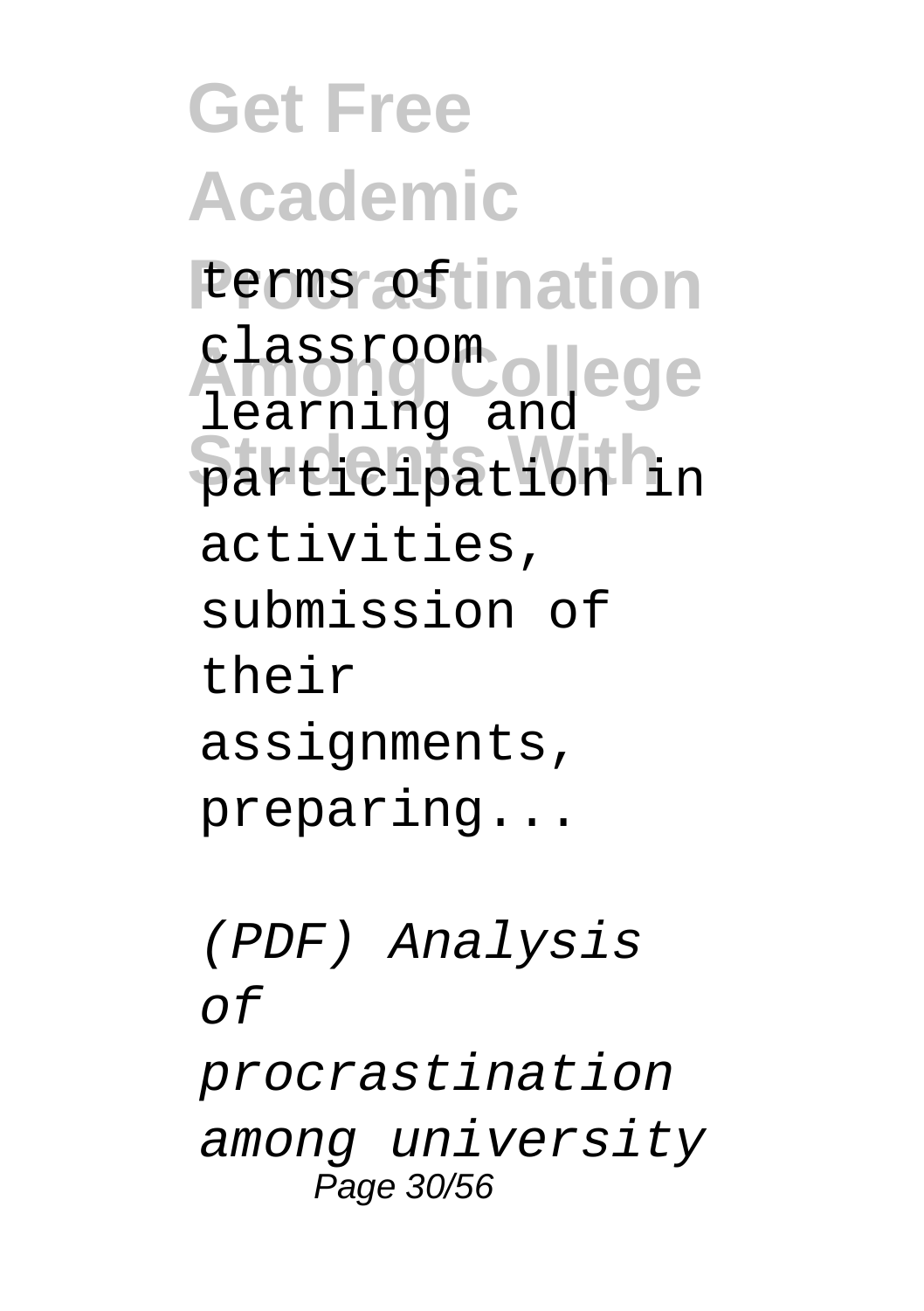terms of classroom learning and participation in activities, submission of their assignments, preparing...

*(PDF) Analysis of procrastination among university*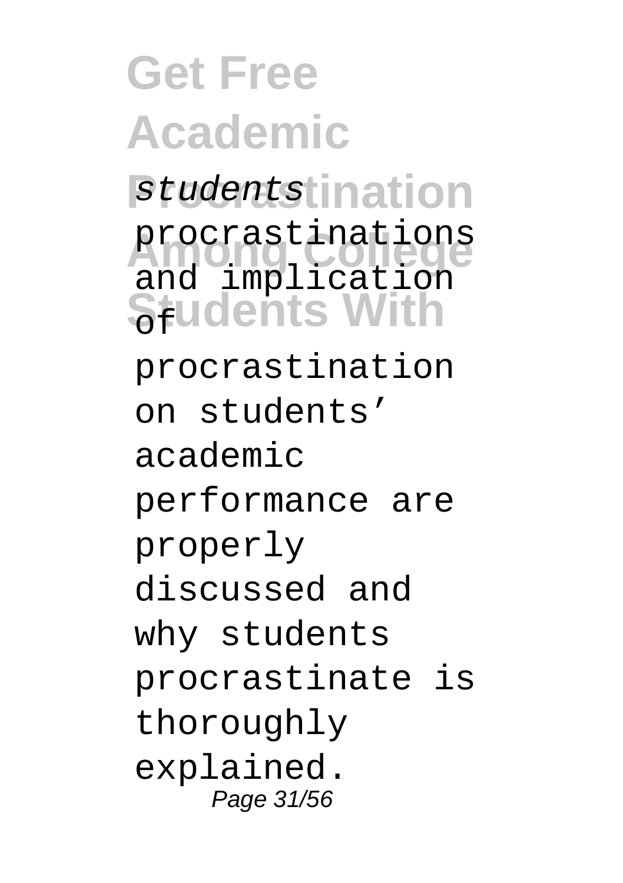*students* procrastinations and implication of procrastination on students' academic performance are properly discussed and why students procrastinate is thoroughly explained.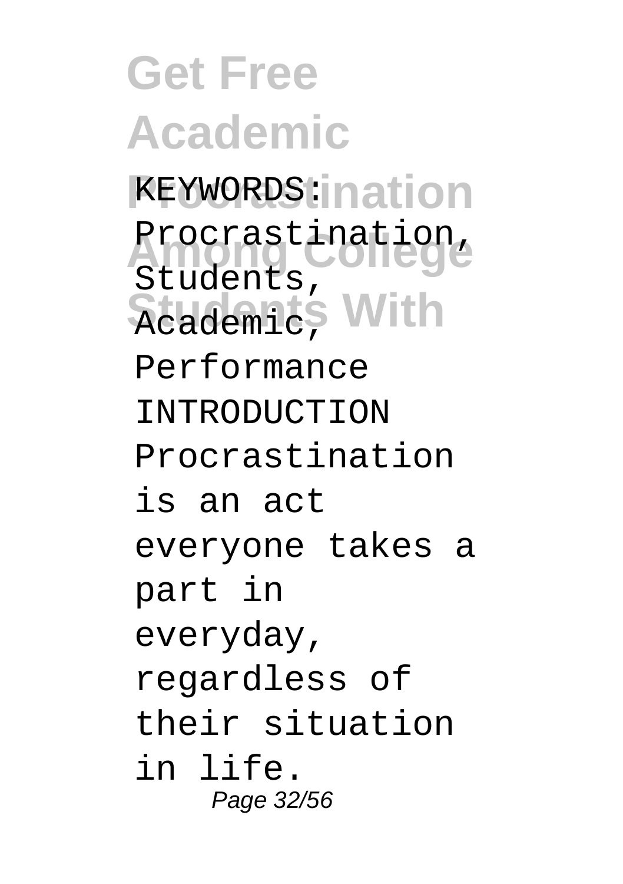KEYWORDS: Procrastination, Students, Academic, Performance

INTRODUCTION

Procrastination is an act everyone takes a part in everyday, regardless of their situation in life.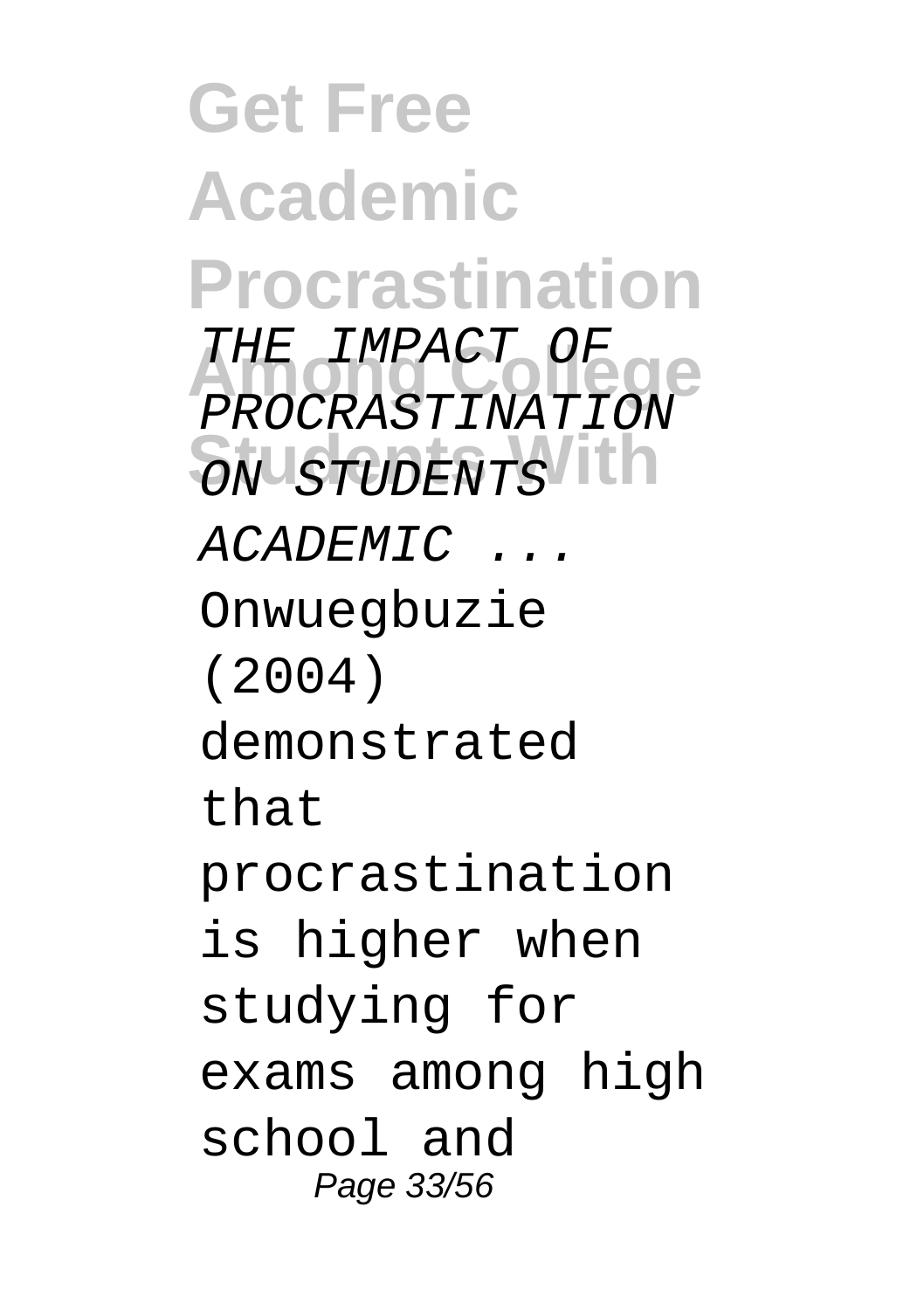*THE IMPACT OF PROCRASTINATION ON STUDENTS ACADEMIC ...*

Onwuegbuzie (2004) demonstrated that procrastination is higher when studying for exams among high school and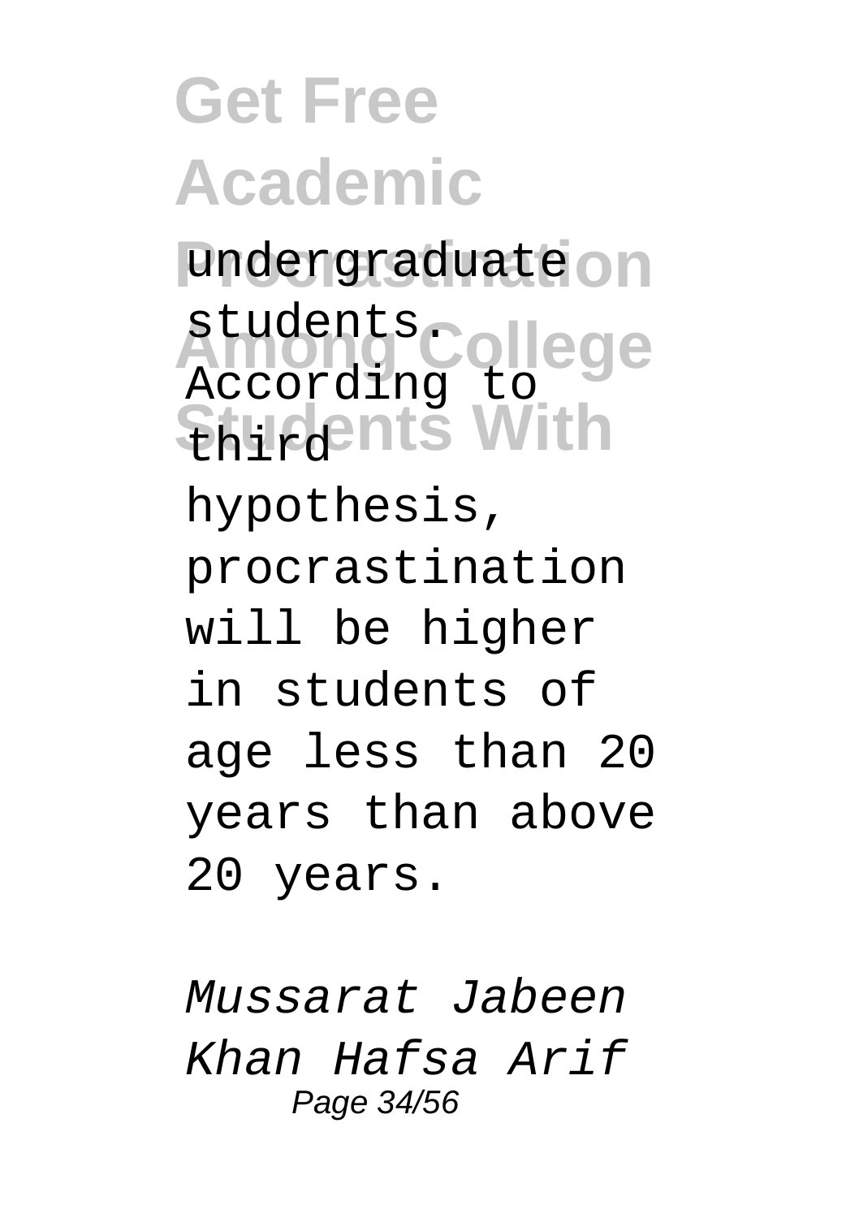undergraduate students. According to third hypothesis, procrastination will be higher in students of age less than 20 years than above 20 years.

*Mussarat Jabeen Khan Hafsa Arif*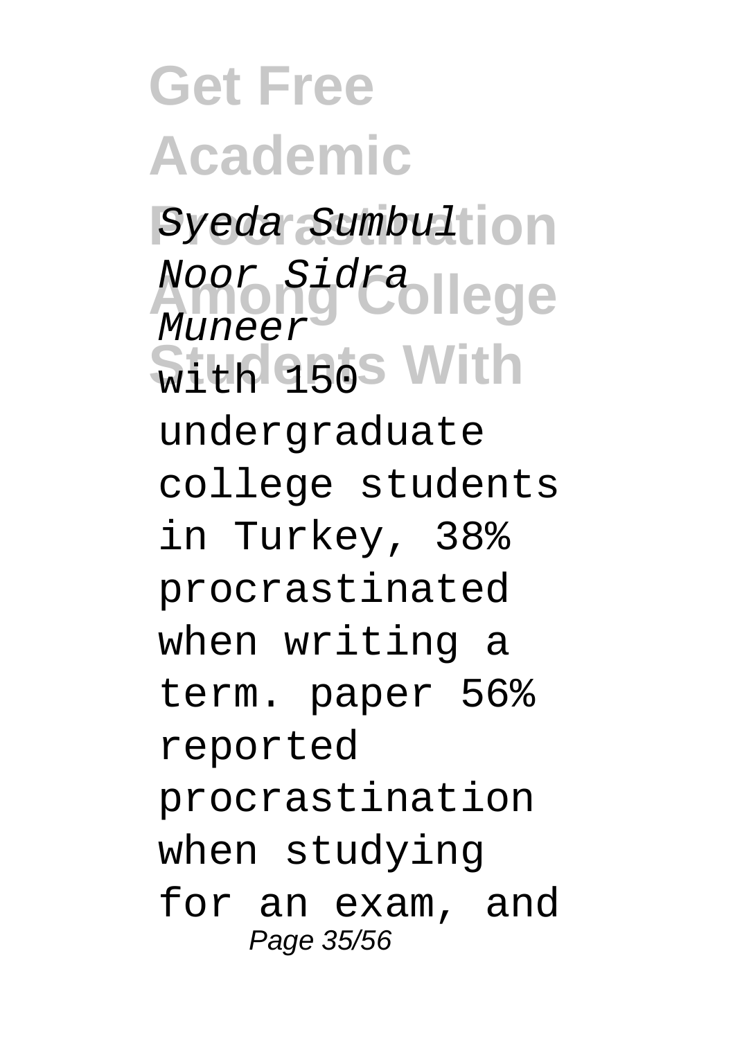*Syeda Sumbul Noor Sidra Muneer*

with 150 undergraduate college students in Turkey, 38% procrastinated when writing a term. paper 56% reported procrastination when studying for an exam, and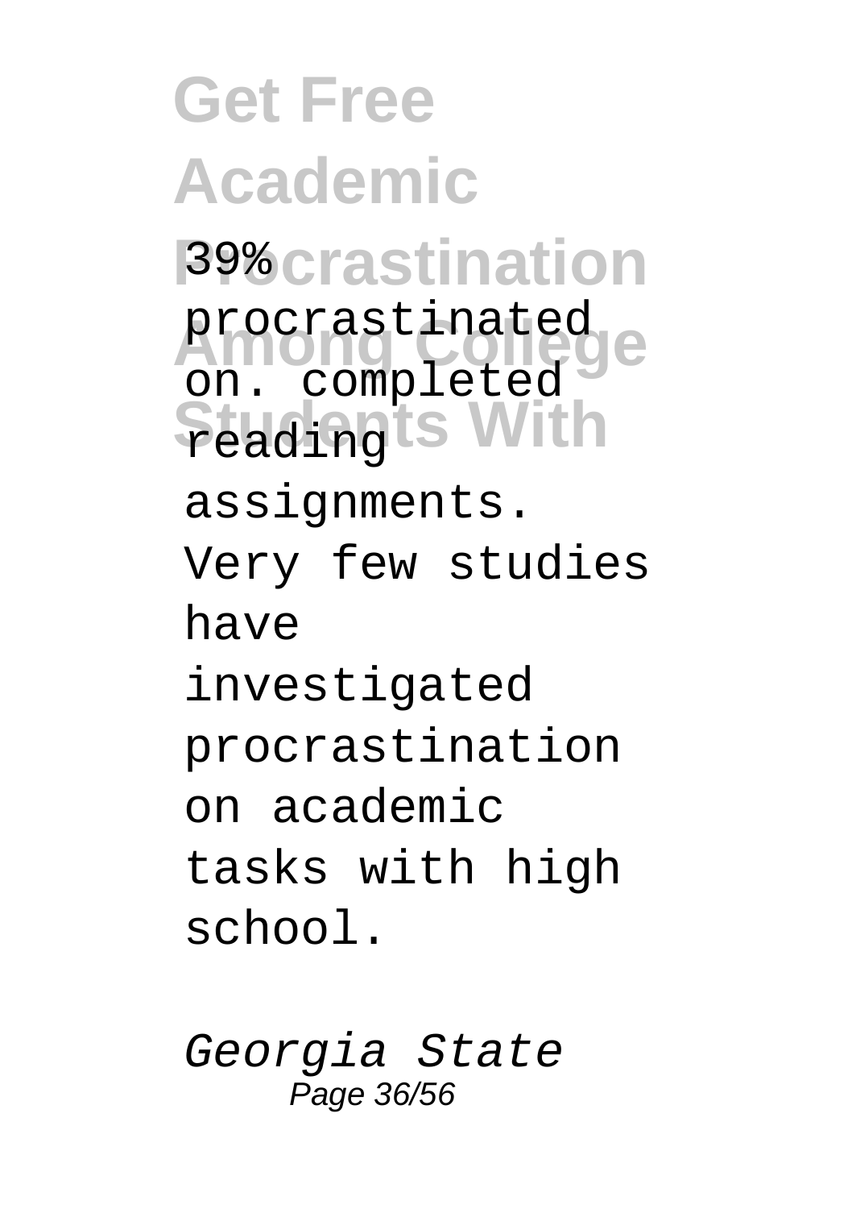39% procrastinated on. completed reading assignments. Very few studies have investigated procrastination on academic tasks with high school.

*Georgia State*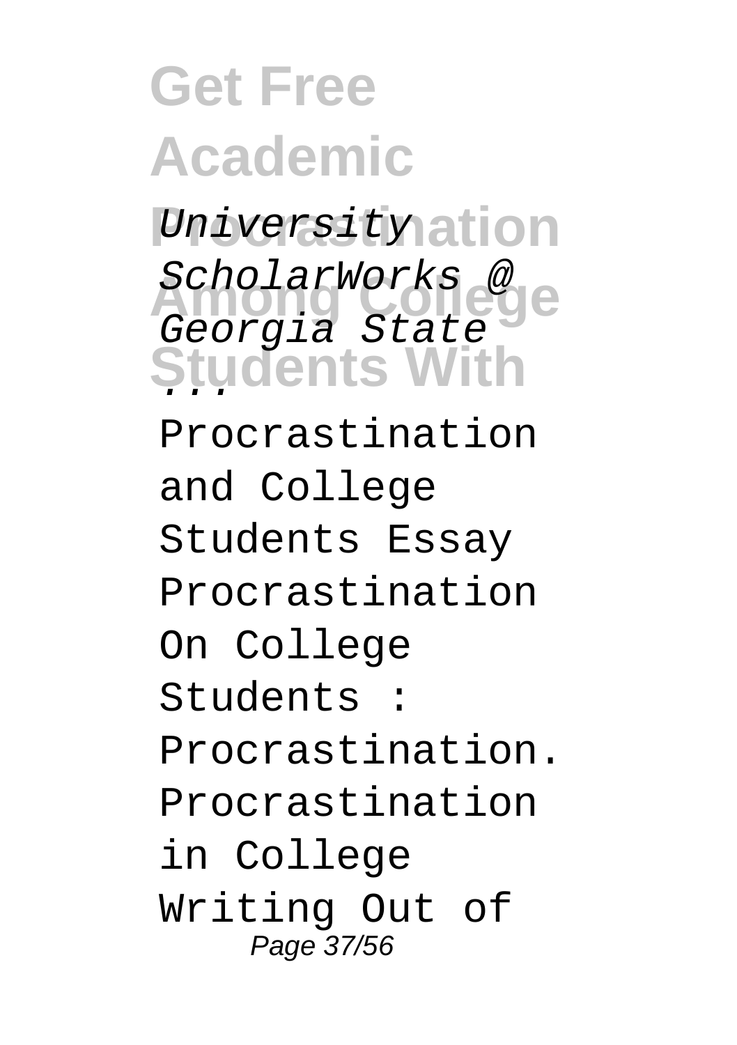*University ScholarWorks @ Georgia State ...*

Procrastination and College Students Essay Procrastination On College Students : Procrastination. Procrastination in College Writing Out of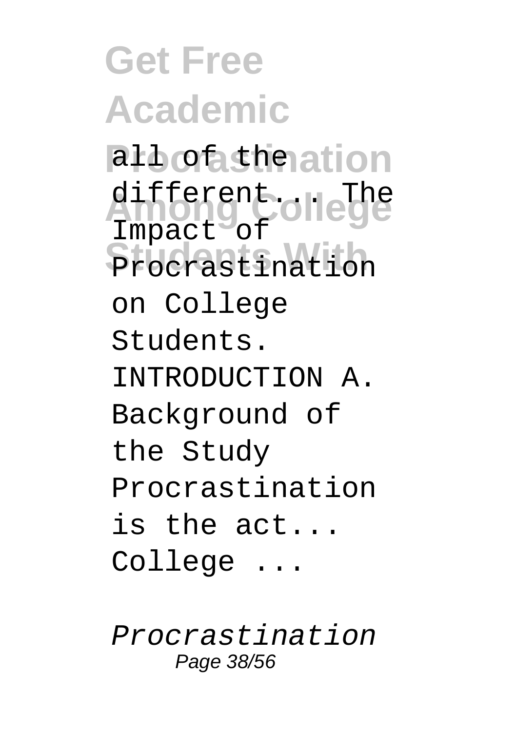all of the different... The Impact of Procrastination on College Students. INTRODUCTION A. Background of the Study Procrastination is the act... College ...

*Procrastination*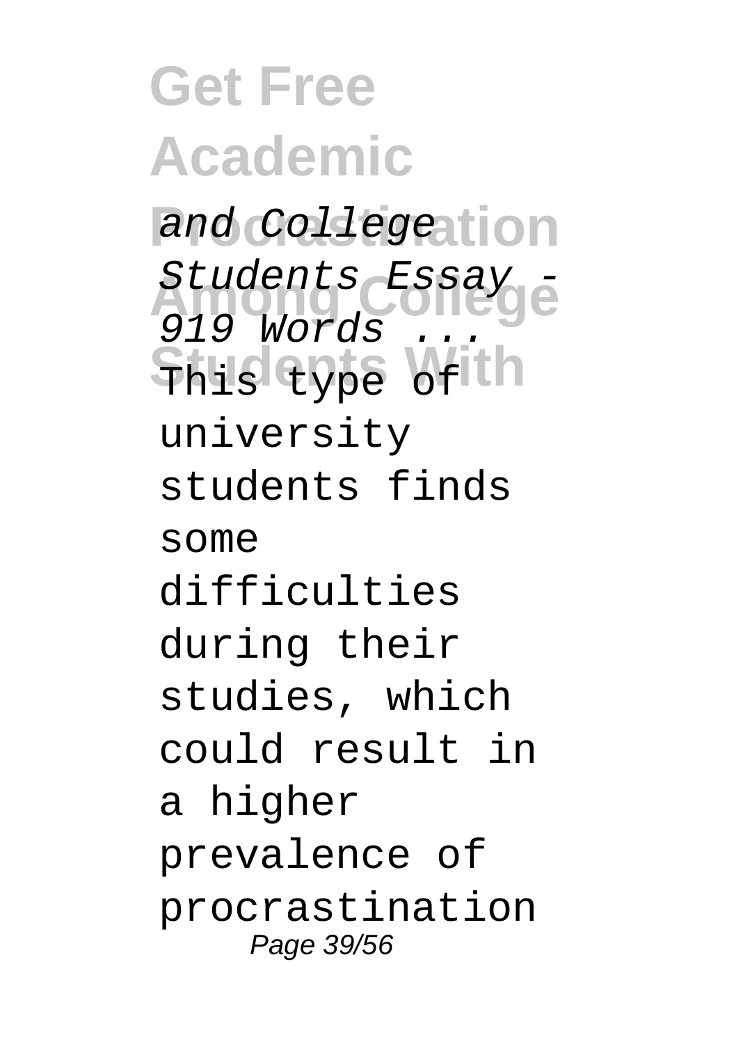*and College Students Essay - 919 Words ...*

This type of university students finds some difficulties during their studies, which could result in a higher prevalence of procrastination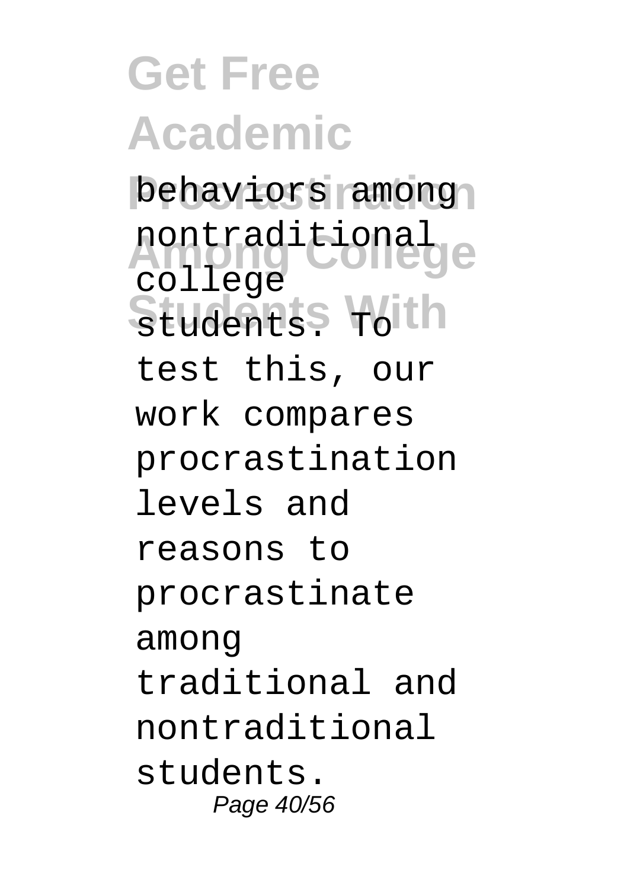behaviors among nontraditional college students. To test this, our work compares procrastination levels and reasons to procrastinate among traditional and nontraditional students.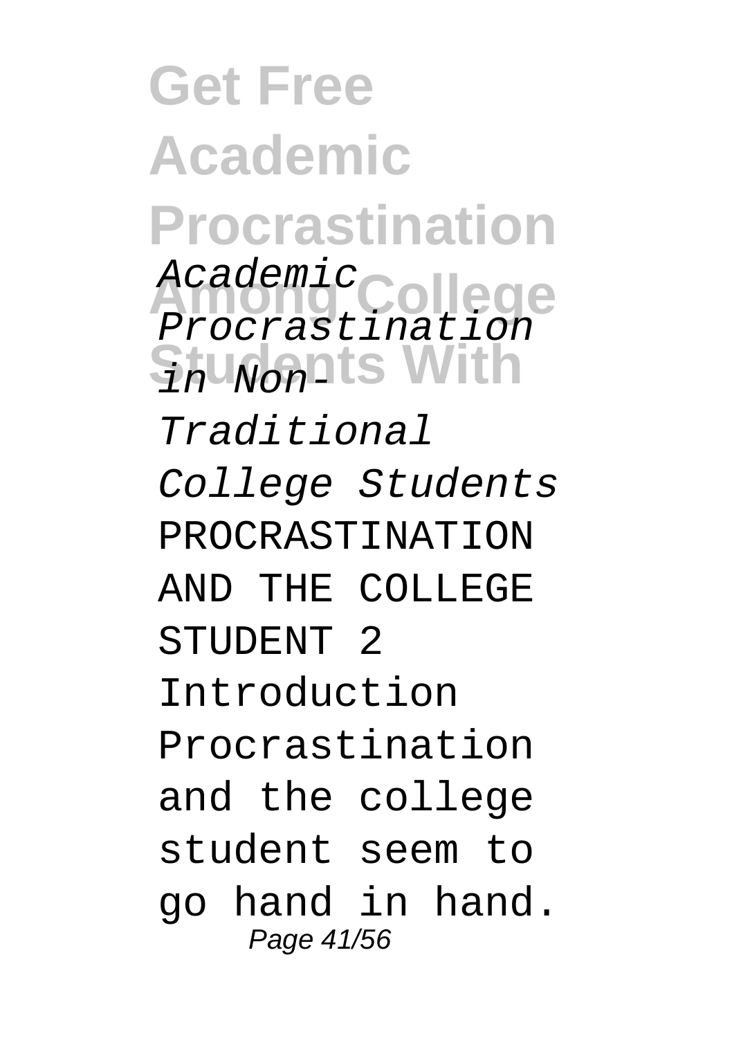*Academic Procrastination in Non-Traditional College Students* PROCRASTINATION AND THE COLLEGE STUDENT 2 Introduction Procrastination and the college student seem to go hand in hand.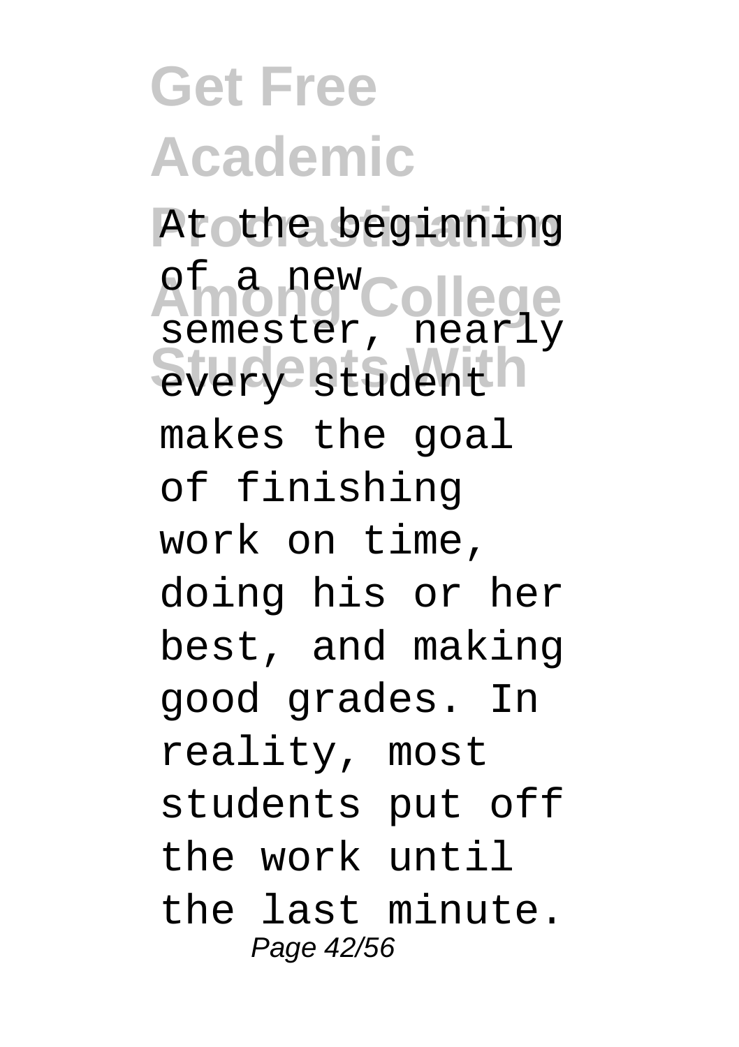At the beginning of a new semester, nearly every student makes the goal of finishing work on time, doing his or her best, and making good grades. In reality, most students put off the work until the last minute.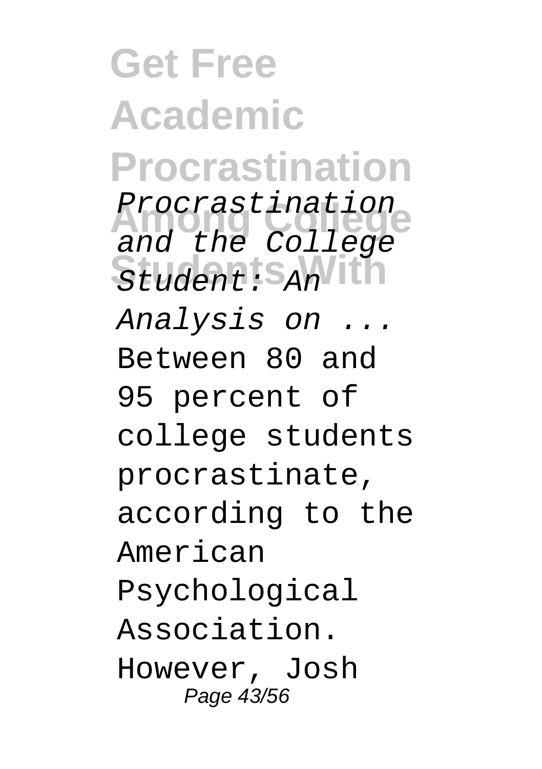*Procrastination and the College Student: An Analysis on ...*

Between 80 and 95 percent of college students procrastinate, according to the American Psychological Association. However, Josh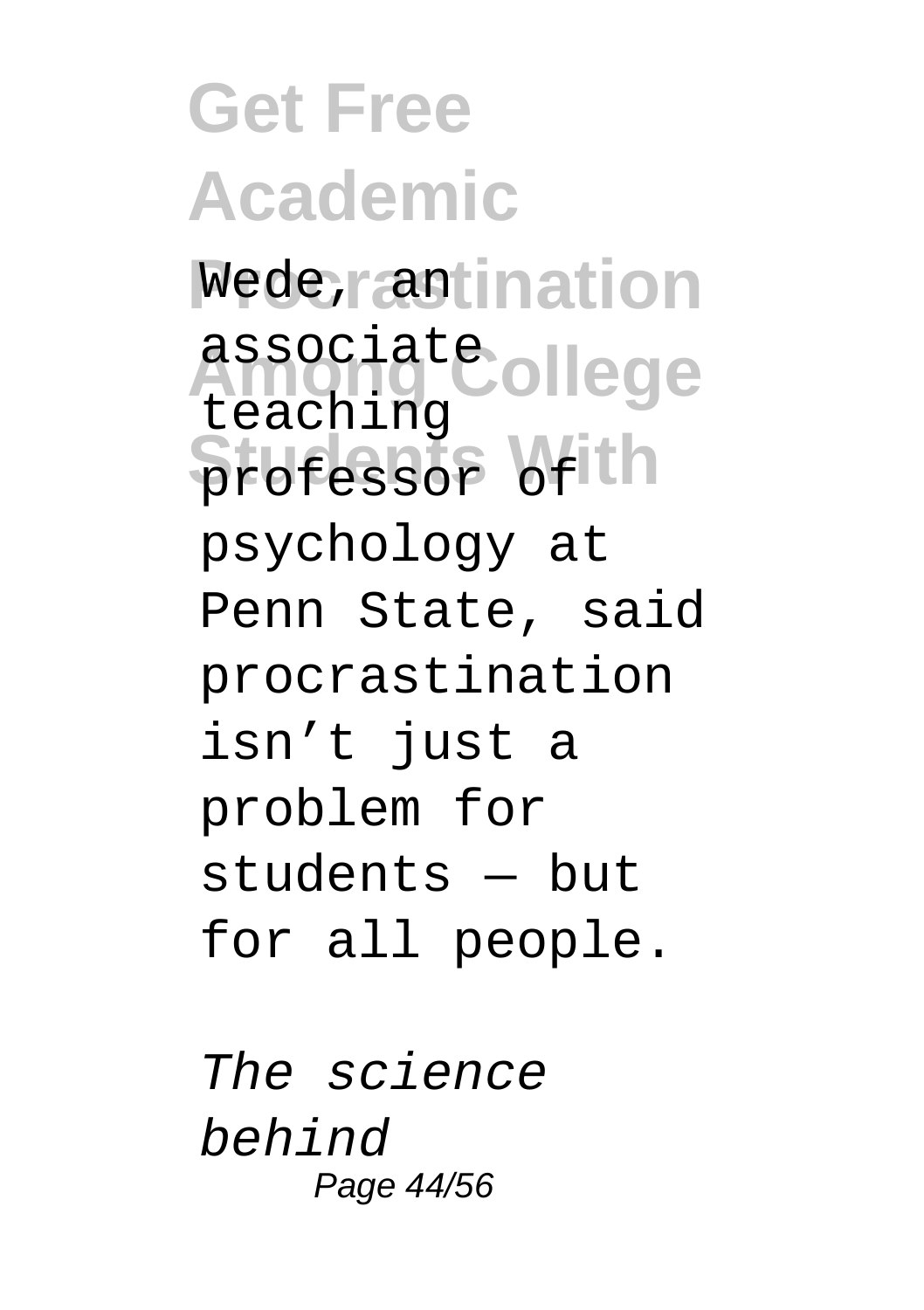Wede, an associate teaching professor of psychology at Penn State, said procrastination isn’t just a problem for students — but for all people.

*The science behind*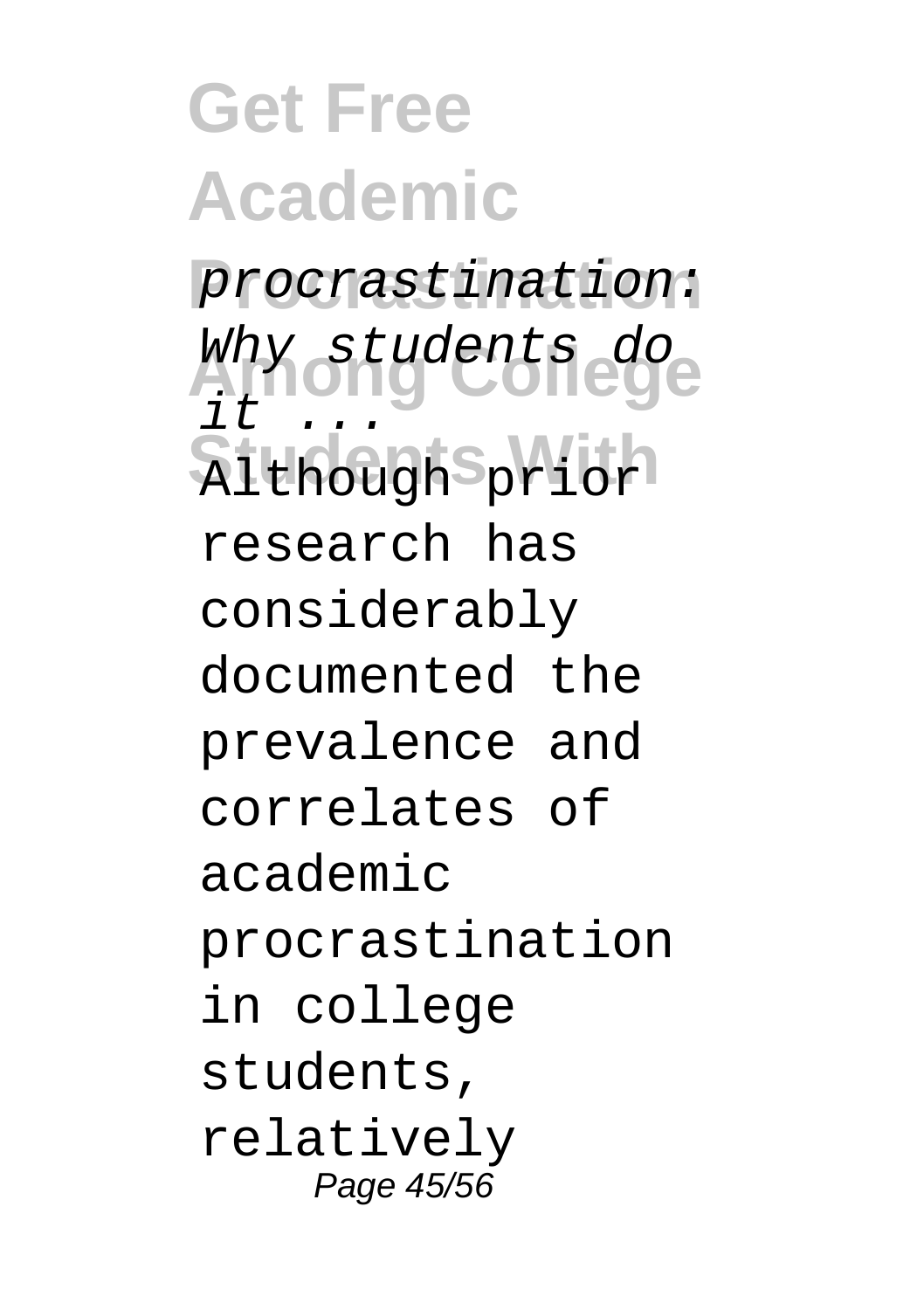*procrastination: Why students do it ...*

Although prior research has considerably documented the prevalence and correlates of academic procrastination in college students, relatively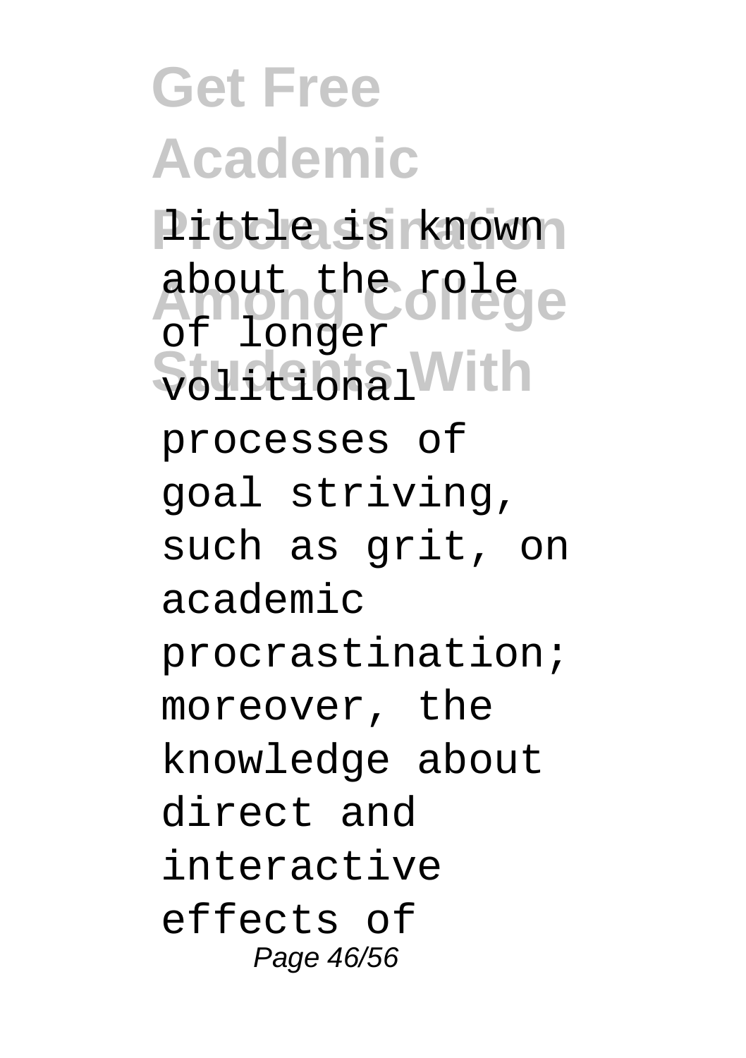little is known about the role of longer volitional processes of goal striving, such as grit, on academic procrastination; moreover, the knowledge about direct and interactive effects of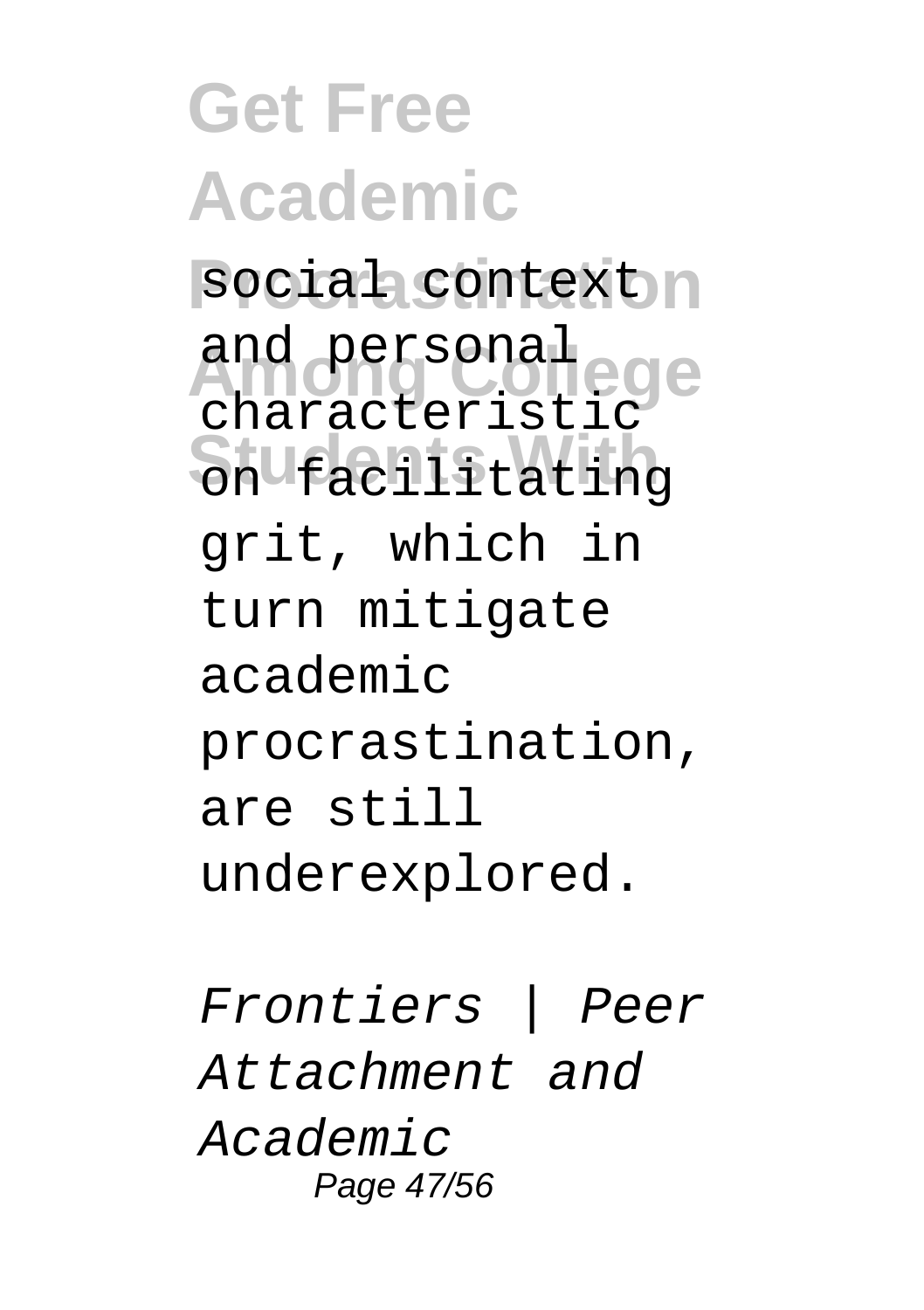social context and personal characteristic on facilitating grit, which in turn mitigate academic procrastination, are still underexplored.

*Frontiers | Peer Attachment and Academic*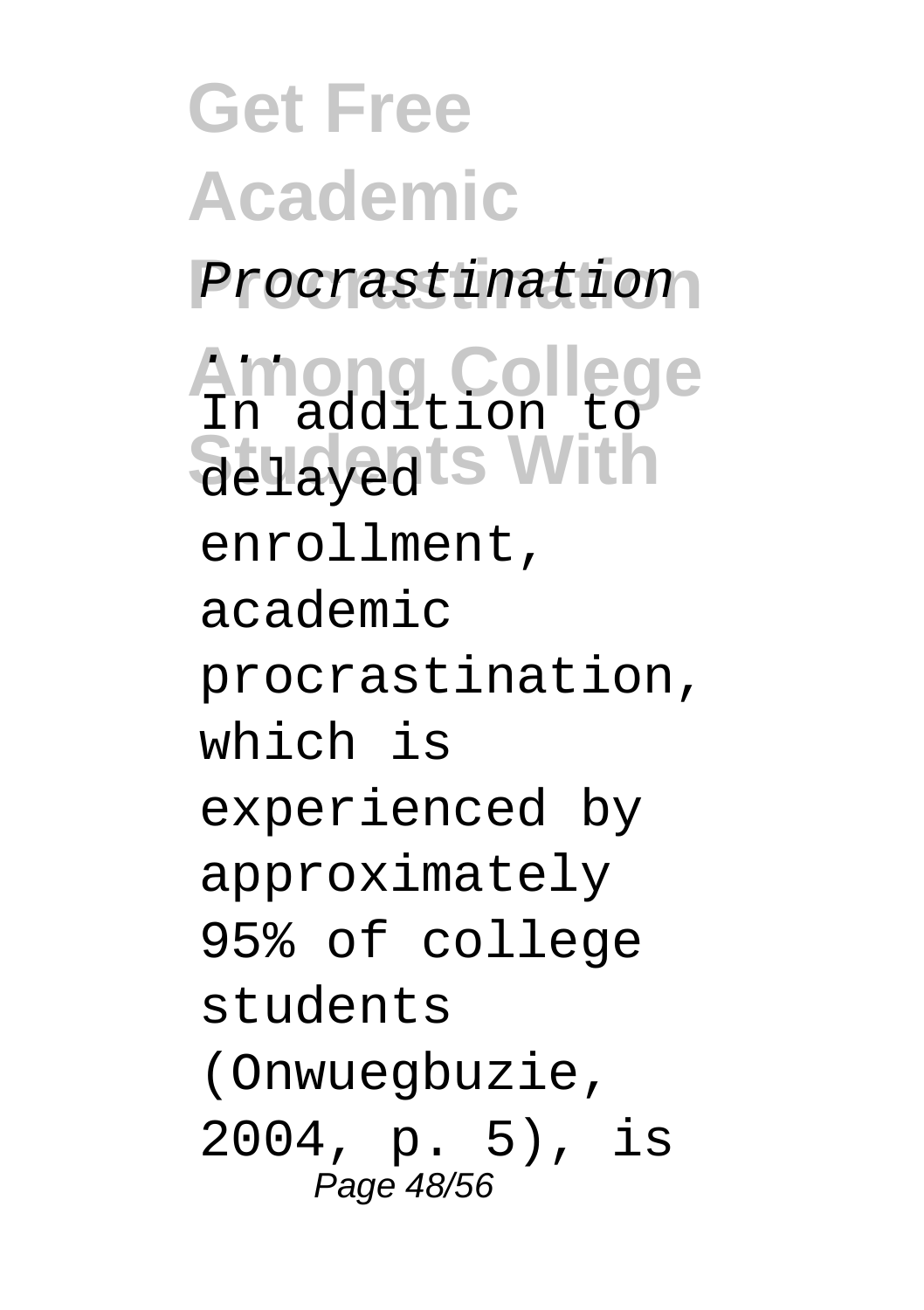*Procrastination ...*

In addition to delayed enrollment, academic procrastination, which is experienced by approximately 95% of college students (Onwuegbuzie, 2004, p. 5), is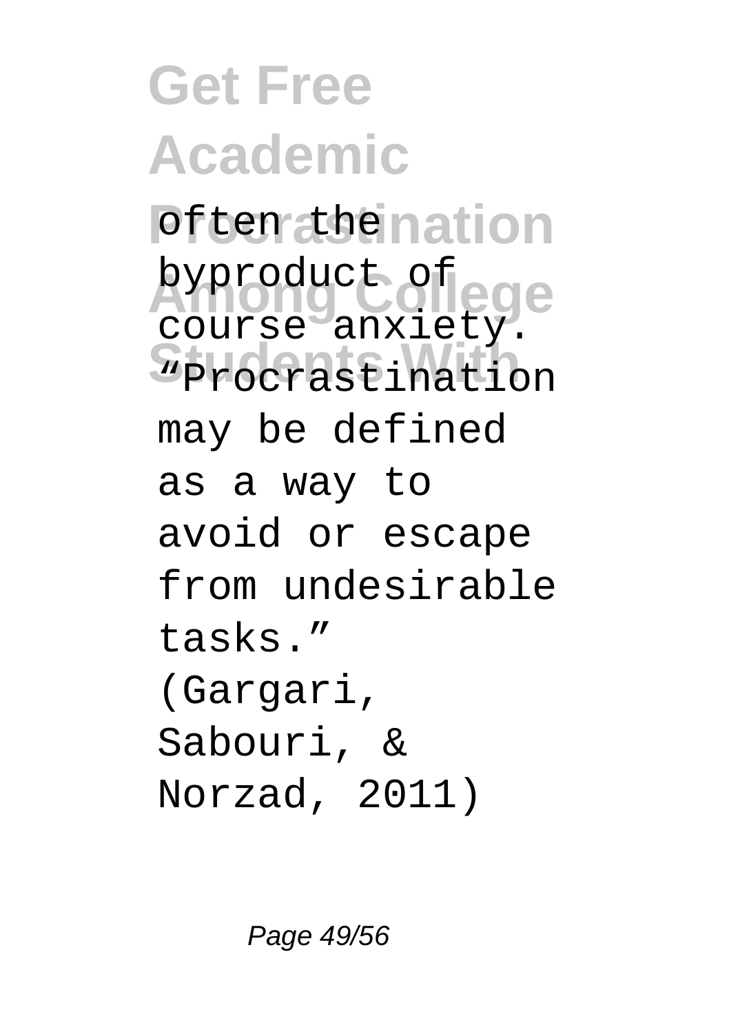often the byproduct of course anxiety. “Procrastination may be defined as a way to avoid or escape from undesirable tasks.” (Gargari, Sabouri, & Norzad, 2011)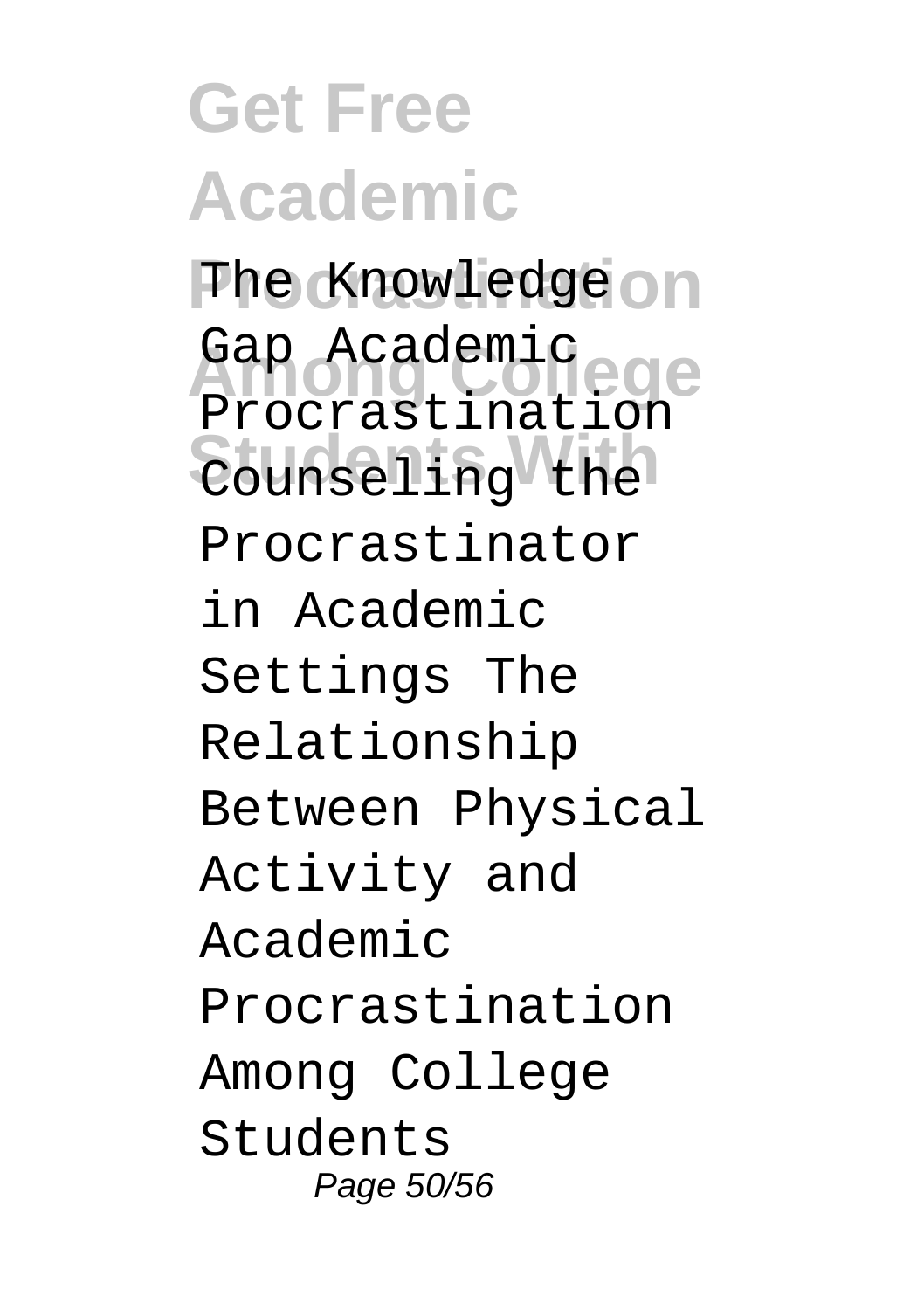The Knowledge Gap Academic Procrastination Counseling the Procrastinator in Academic Settings The Relationship Between Physical Activity and Academic Procrastination Among College Students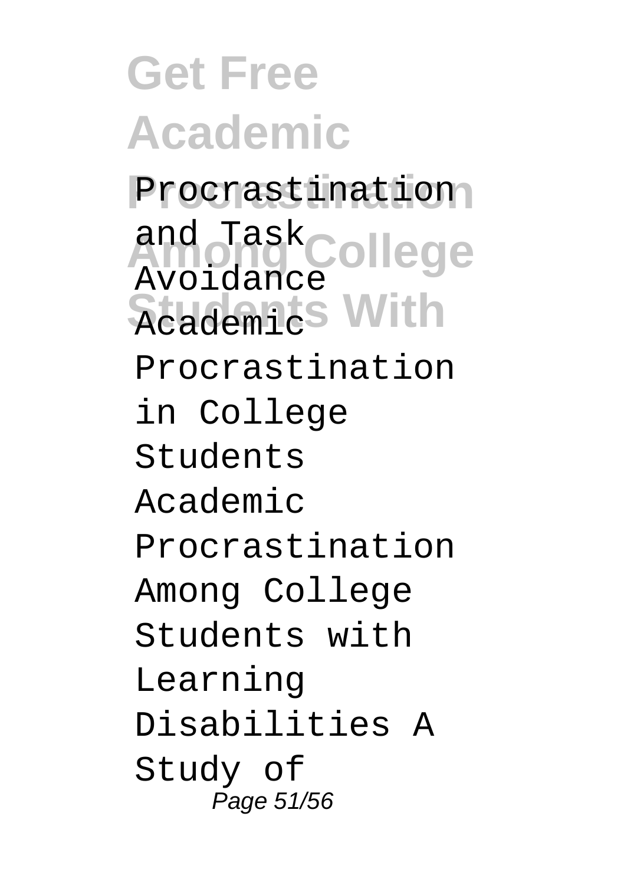Procrastination and Task Avoidance Academic Procrastination in College Students Academic Procrastination Among College Students with Learning Disabilities A Study of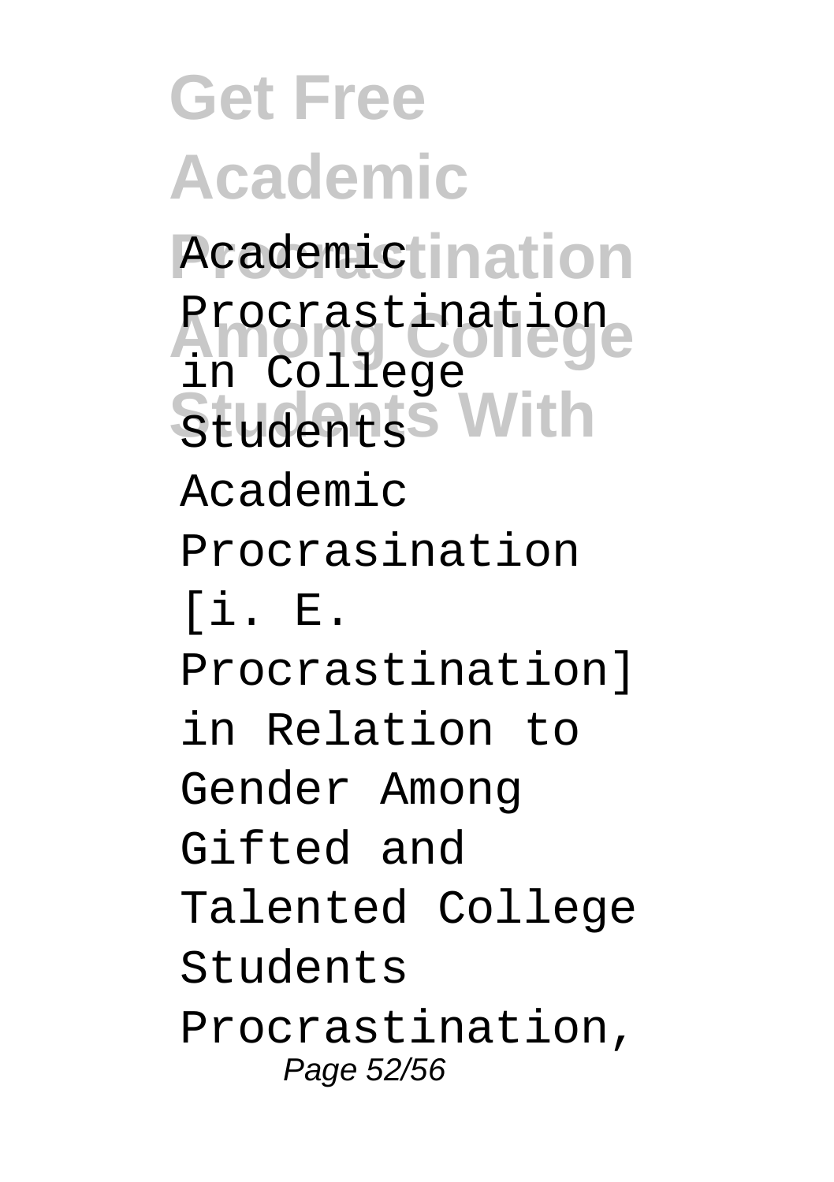Academic Procrastination in College Students

Academic Procrasination [i. E. Procrastination] in Relation to Gender Among Gifted and Talented College Students Procrastination,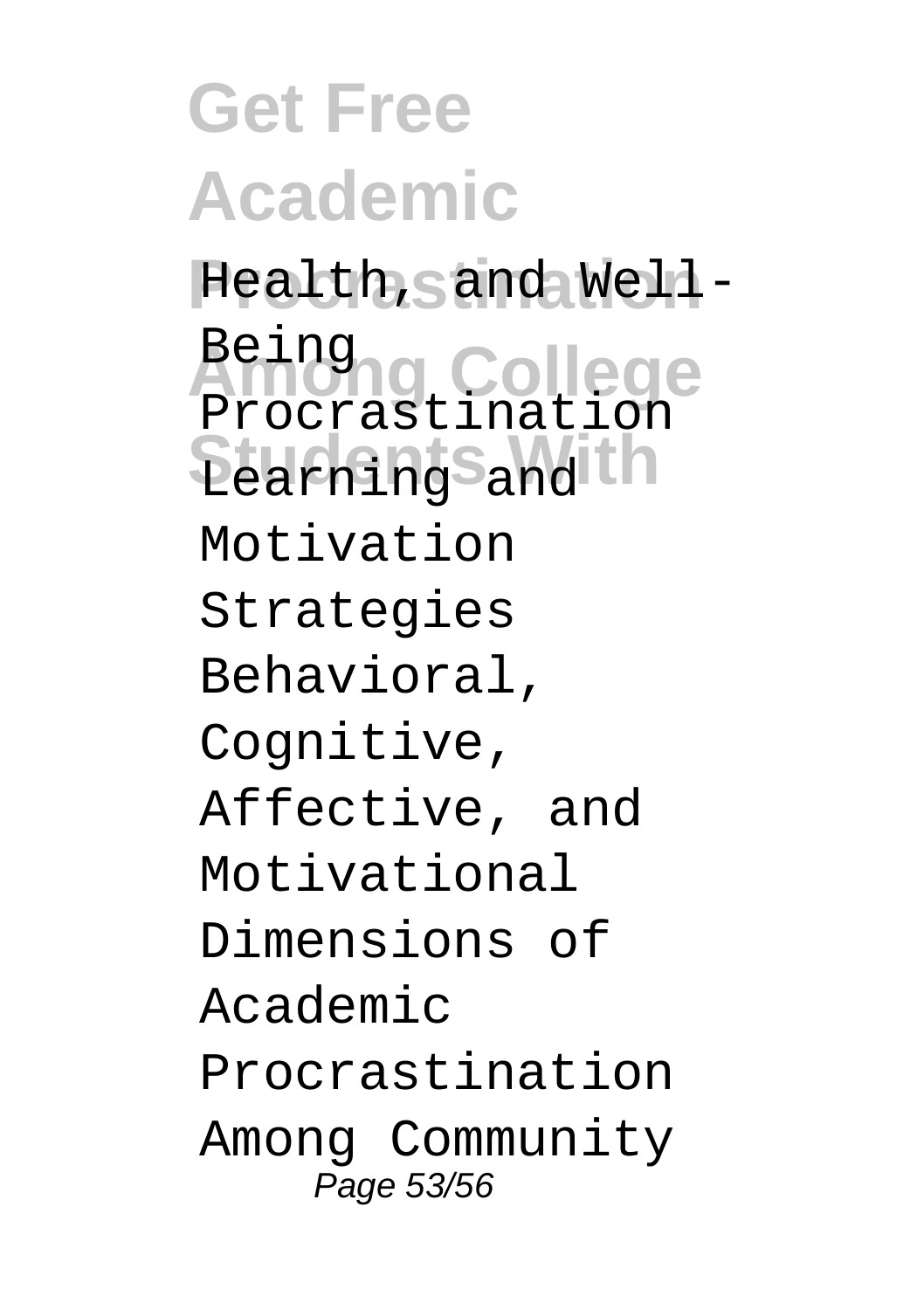Health, and Well-Being

Procrastination Learning and Motivation Strategies Behavioral, Cognitive, Affective, and Motivational Dimensions of Academic Procrastination Among Community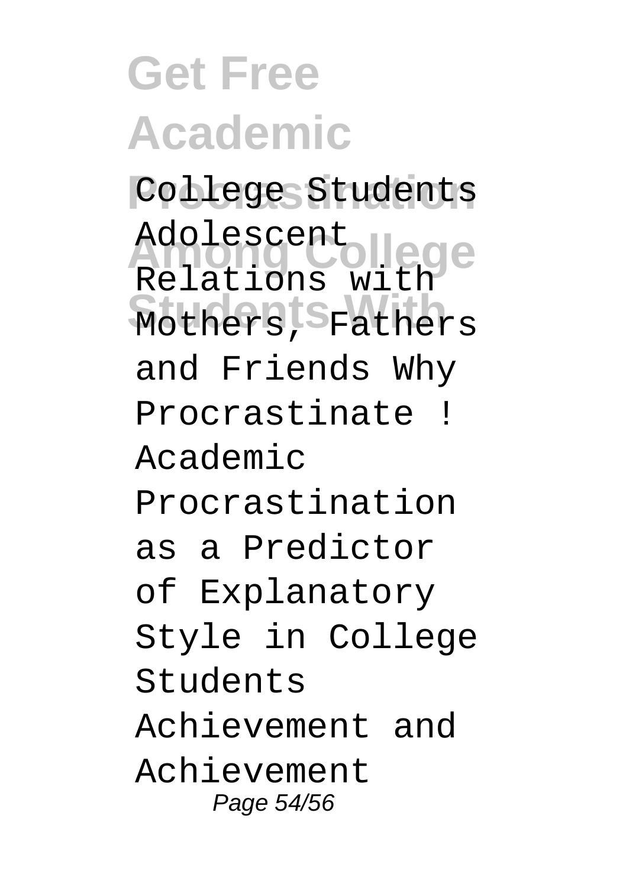College Students Adolescent Relations with Mothers, Fathers and Friends Why Procrastinate ! Academic Procrastination as a Predictor of Explanatory Style in College Students Achievement and Achievement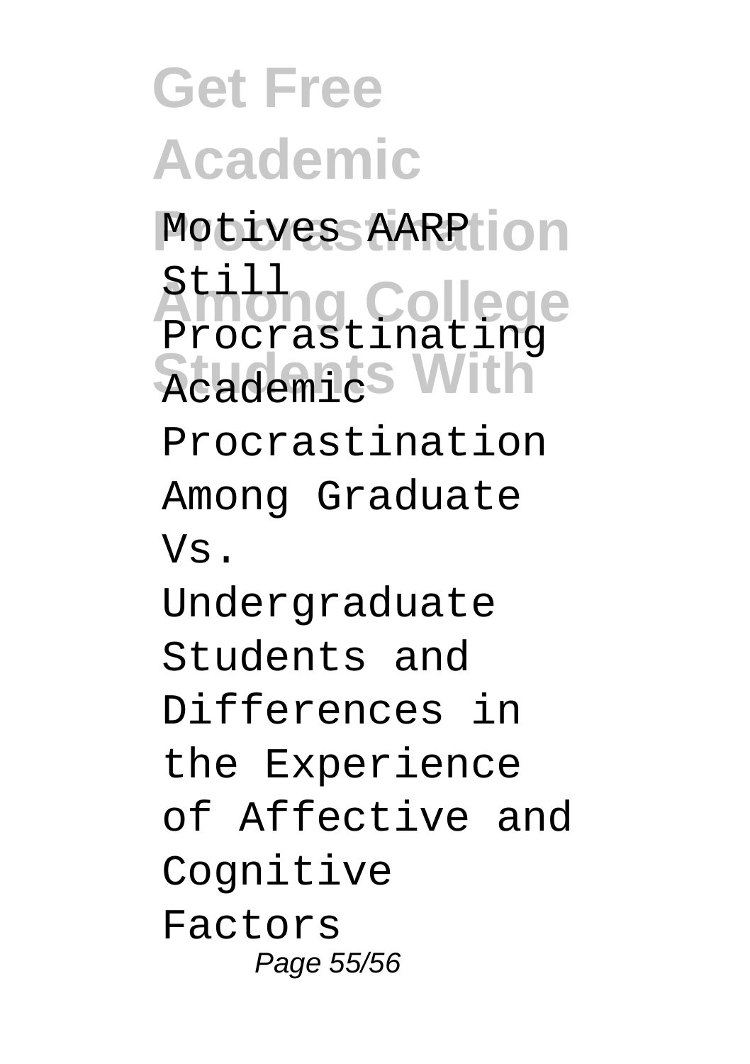Motives AARP

Still Procrastinating

Academic Procrastination Among Graduate Vs. Undergraduate Students and Differences in the Experience of Affective and Cognitive Factors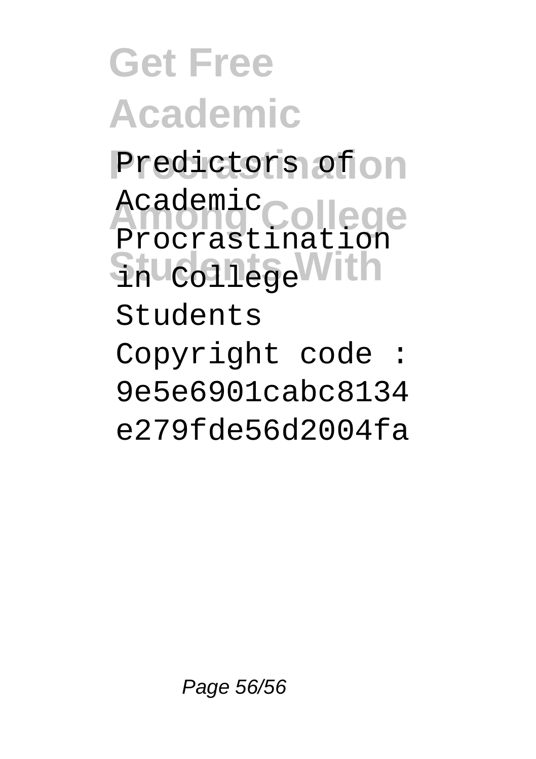Predictors of Academic Procrastination in College Students

Copyright code : 9e5e6901cabc8134e279fde56d2004fa